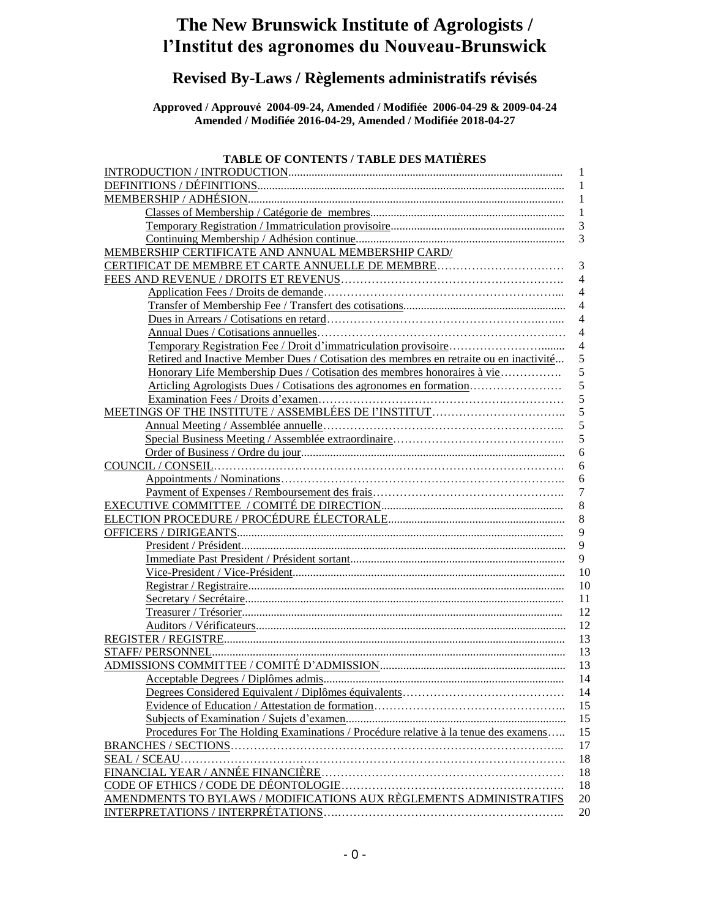# The New Brunswick Institute of Agrologists / l'Institut des agronomes du Nouveau-Brunswick

## Revised By-Laws / Règlements administratifs révisés

**Approved / Approuvé 2004-09-24, Amended / Modifiée 2006-04-29 & 2009-04-24**
**Amended / Modifiée 2016-04-29, Amended / Modifiée 2018-04-27**

### TABLE OF CONTENTS / TABLE DES MATIÈRES

| | |
|---|---|
| INTRODUCTION / INTRODUCTION | 1 |
| DEFINITIONS / DÉFINITIONS | 1 |
| MEMBERSHIP / ADHÉSION | 1 |
| Classes of Membership / Catégorie de membres | 1 |
| Temporary Registration / Immatriculation provisoire | 3 |
| Continuing Membership / Adhésion continue | 3 |
| MEMBERSHIP CERTIFICATE AND ANNUAL MEMBERSHIP CARD/ CERTIFICAT DE MEMBRE ET CARTE ANNUELLE DE MEMBRE | 3 |
| FEES AND REVENUE / DROITS ET REVENUS | 4 |
| Application Fees / Droits de demande | 4 |
| Transfer of Membership Fee / Transfert des cotisations | 4 |
| Dues in Arrears / Cotisations en retard | 4 |
| Annual Dues / Cotisations annuelles | 4 |
| Temporary Registration Fee / Droit d'immatriculation provisoire | 4 |
| Retired and Inactive Member Dues / Cotisation des membres en retraite ou en inactivité | 5 |
| Honorary Life Membership Dues / Cotisation des membres honoraires à vie | 5 |
| Articling Agrologists Dues / Cotisations des agronomes en formation | 5 |
| Examination Fees / Droits d'examen | 5 |
| MEETINGS OF THE INSTITUTE / ASSEMBLÉES DE l'INSTITUT | 5 |
| Annual Meeting / Assemblée annuelle | 5 |
| Special Business Meeting / Assemblée extraordinaire | 5 |
| Order of Business / Ordre du jour | 6 |
| COUNCIL / CONSEIL | 6 |
| Appointments / Nominations | 6 |
| Payment of Expenses / Remboursement des frais | 7 |
| EXECUTIVE COMMITTEE / COMITÉ DE DIRECTION | 8 |
| ELECTION PROCEDURE / PROCÉDURE ÉLECTORALE | 8 |
| OFFICERS / DIRIGEANTS | 9 |
| President / Président | 9 |
| Immediate Past President / Président sortant | 9 |
| Vice-President / Vice-Président | 10 |
| Registrar / Registraire | 10 |
| Secretary / Secrétaire | 11 |
| Treasurer / Trésorier | 12 |
| Auditors / Vérificateurs | 12 |
| REGISTER / REGISTRE | 13 |
| STAFF/ PERSONNEL | 13 |
| ADMISSIONS COMMITTEE / COMITÉ D'ADMISSION | 13 |
| Acceptable Degrees / Diplômes admis | 14 |
| Degrees Considered Equivalent / Diplômes équivalents | 14 |
| Evidence of Education / Attestation de formation | 15 |
| Subjects of Examination / Sujets d'examen | 15 |
| Procedures For The Holding Examinations / Procédure relative à la tenue des examens | 15 |
| BRANCHES / SECTIONS | 17 |
| SEAL / SCEAU | 18 |
| FINANCIAL YEAR / ANNÉE FINANCIÈRE | 18 |
| CODE OF ETHICS / CODE DE DÉONTOLOGIE | 18 |
| AMENDMENTS TO BYLAWS / MODIFICATIONS AUX RÈGLEMENTS ADMINISTRATIFS | 20 |
| INTERPRETATIONS / INTERPRÉTATIONS | 20 |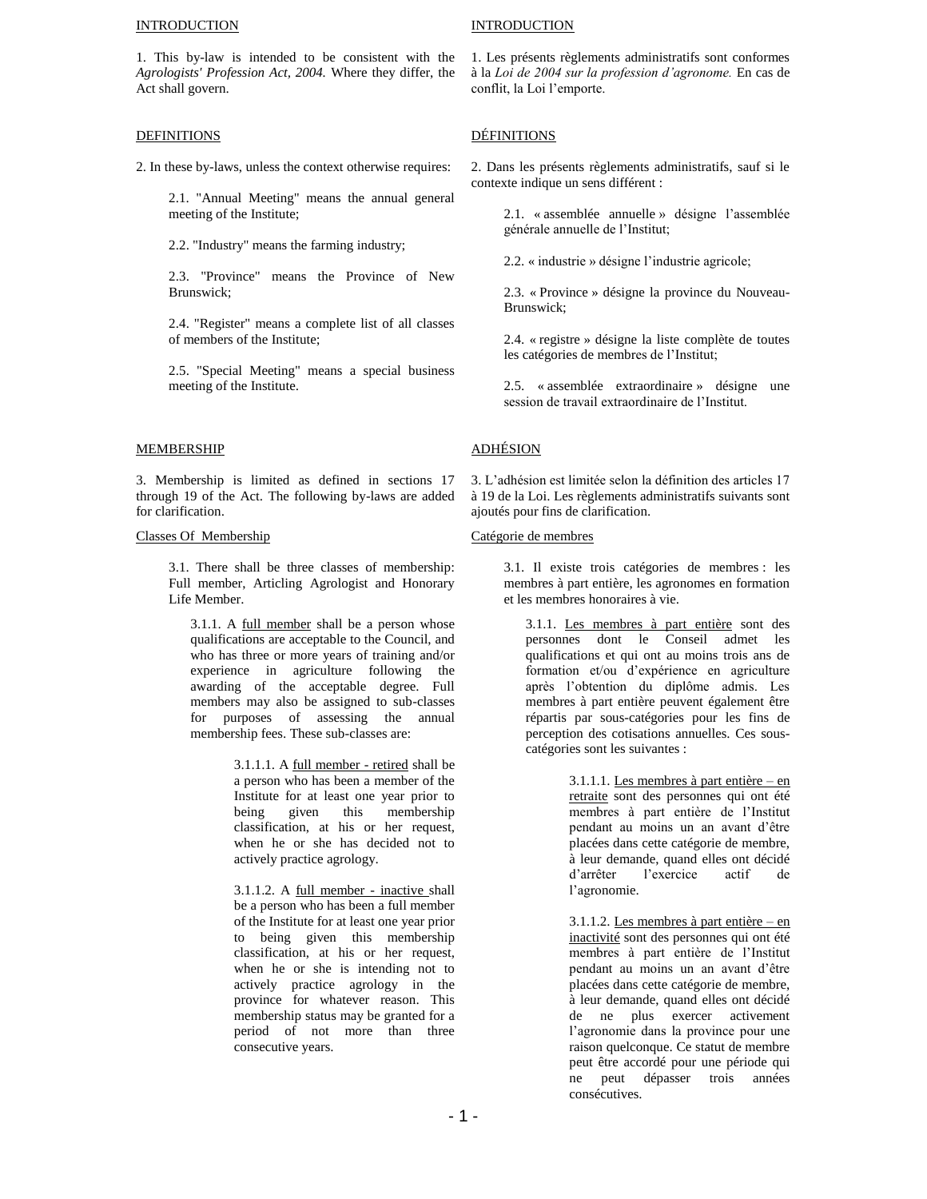## INTRODUCTION

1. This by-law is intended to be consistent with the *Agrologists' Profession Act, 2004.* Where they differ, the Act shall govern.

## DEFINITIONS

2. In these by-laws, unless the context otherwise requires:

2.1. "Annual Meeting" means the annual general meeting of the Institute;

2.2. "Industry" means the farming industry;

2.3. "Province" means the Province of New Brunswick;

2.4. "Register" means a complete list of all classes of members of the Institute;

2.5. "Special Meeting" means a special business meeting of the Institute.

## MEMBERSHIP

3. Membership is limited as defined in sections 17 through 19 of the Act. The following by-laws are added for clarification.

### Classes Of Membership

3.1. There shall be three classes of membership: Full member, Articling Agrologist and Honorary Life Member.

3.1.1. A full member shall be a person whose qualifications are acceptable to the Council, and who has three or more years of training and/or experience in agriculture following the awarding of the acceptable degree. Full members may also be assigned to sub-classes for purposes of assessing the annual membership fees. These sub-classes are:

3.1.1.1. A full member - retired shall be a person who has been a member of the Institute for at least one year prior to being given this membership classification, at his or her request, when he or she has decided not to actively practice agrology.

3.1.1.2. A full member - inactive shall be a person who has been a full member of the Institute for at least one year prior to being given this membership classification, at his or her request, when he or she is intending not to actively practice agrology in the province for whatever reason. This membership status may be granted for a period of not more than three consecutive years.

## INTRODUCTION

1. Les présents règlements administratifs sont conformes à la *Loi de 2004 sur la profession d'agronome.* En cas de conflit, la Loi l'emporte.

## DÉFINITIONS

2. Dans les présents règlements administratifs, sauf si le contexte indique un sens différent :

2.1. « assemblée annuelle » désigne l'assemblée générale annuelle de l'Institut;

2.2. « industrie » désigne l'industrie agricole;

2.3. « Province » désigne la province du Nouveau-Brunswick;

2.4. « registre » désigne la liste complète de toutes les catégories de membres de l'Institut;

2.5. « assemblée extraordinaire » désigne une session de travail extraordinaire de l'Institut.

## ADHÉSION

3. L'adhésion est limitée selon la définition des articles 17 à 19 de la Loi. Les règlements administratifs suivants sont ajoutés pour fins de clarification.

### Catégorie de membres

3.1. Il existe trois catégories de membres : les membres à part entière, les agronomes en formation et les membres honoraires à vie.

3.1.1. Les membres à part entière sont des personnes dont le Conseil admet les qualifications et qui ont au moins trois ans de formation et/ou d'expérience en agriculture après l'obtention du diplôme admis. Les membres à part entière peuvent également être répartis par sous-catégories pour les fins de perception des cotisations annuelles. Ces sous-catégories sont les suivantes :

3.1.1.1. Les membres à part entière – en retraite sont des personnes qui ont été membres à part entière de l'Institut pendant au moins un an avant d'être placées dans cette catégorie de membre, à leur demande, quand elles ont décidé d'arrêter l'exercice actif de l'agronomie.

3.1.1.2. Les membres à part entière – en inactivité sont des personnes qui ont été membres à part entière de l'Institut pendant au moins un an avant d'être placées dans cette catégorie de membre, à leur demande, quand elles ont décidé de ne plus exercer activement l'agronomie dans la province pour une raison quelconque. Ce statut de membre peut être accordé pour une période qui ne peut dépasser trois années consécutives.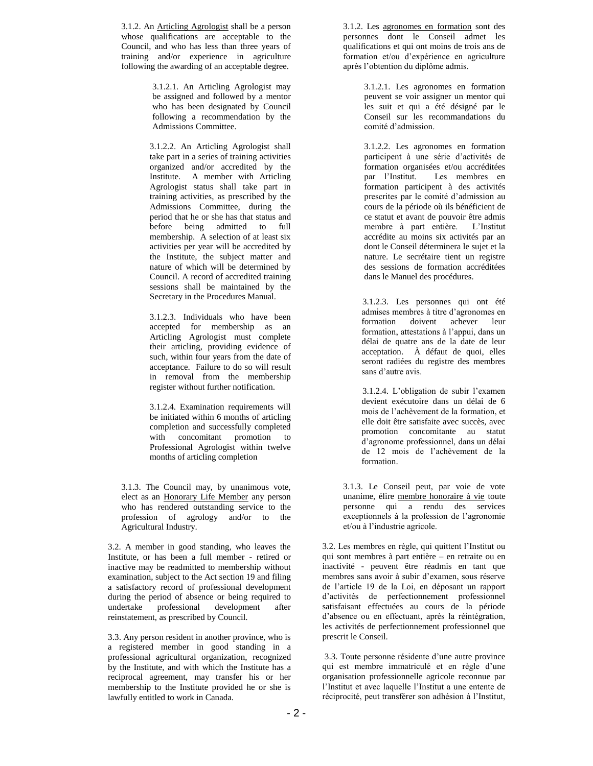3.1.2. An Articling Agrologist shall be a person whose qualifications are acceptable to the Council, and who has less than three years of training and/or experience in agriculture following the awarding of an acceptable degree.

3.1.2.1. An Articling Agrologist may be assigned and followed by a mentor who has been designated by Council following a recommendation by the Admissions Committee.

3.1.2.2. An Articling Agrologist shall take part in a series of training activities organized and/or accredited by the Institute. A member with Articling Agrologist status shall take part in training activities, as prescribed by the Admissions Committee, during the period that he or she has that status and before being admitted to full membership. A selection of at least six activities per year will be accredited by the Institute, the subject matter and nature of which will be determined by Council. A record of accredited training sessions shall be maintained by the Secretary in the Procedures Manual.

3.1.2.3. Individuals who have been accepted for membership as an Articling Agrologist must complete their articling, providing evidence of such, within four years from the date of acceptance. Failure to do so will result in removal from the membership register without further notification.

3.1.2.4. Examination requirements will be initiated within 6 months of articling completion and successfully completed with concomitant promotion to Professional Agrologist within twelve months of articling completion

3.1.3. The Council may, by unanimous vote, elect as an Honorary Life Member any person who has rendered outstanding service to the profession of agrology and/or to the Agricultural Industry.

3.2. A member in good standing, who leaves the Institute, or has been a full member - retired or inactive may be readmitted to membership without examination, subject to the Act section 19 and filing a satisfactory record of professional development during the period of absence or being required to undertake professional development after reinstatement, as prescribed by Council.

3.3. Any person resident in another province, who is a registered member in good standing in a professional agricultural organization, recognized by the Institute, and with which the Institute has a reciprocal agreement, may transfer his or her membership to the Institute provided he or she is lawfully entitled to work in Canada.

3.1.2. Les agronomes en formation sont des personnes dont le Conseil admet les qualifications et qui ont moins de trois ans de formation et/ou d'expérience en agriculture après l'obtention du diplôme admis.

3.1.2.1. Les agronomes en formation peuvent se voir assigner un mentor qui les suit et qui a été désigné par le Conseil sur les recommandations du comité d'admission.

3.1.2.2. Les agronomes en formation participent à une série d'activités de formation organisées et/ou accréditées par l'Institut. Les membres en formation participent à des activités prescrites par le comité d'admission au cours de la période où ils bénéficient de ce statut et avant de pouvoir être admis membre à part entière. L'Institut accrédite au moins six activités par an dont le Conseil déterminera le sujet et la nature. Le secrétaire tient un registre des sessions de formation accréditées dans le Manuel des procédures.

3.1.2.3. Les personnes qui ont été admises membres à titre d'agronomes en formation doivent achever leur formation, attestations à l'appui, dans un délai de quatre ans de la date de leur acceptation. À défaut de quoi, elles seront radiées du registre des membres sans d'autre avis.

3.1.2.4. L'obligation de subir l'examen devient exécutoire dans un délai de 6 mois de l'achèvement de la formation, et elle doit être satisfaite avec succès, avec promotion concomitante au statut d'agronome professionnel, dans un délai de 12 mois de l'achèvement de la formation.

3.1.3. Le Conseil peut, par voie de vote unanime, élire membre honoraire à vie toute personne qui a rendu des services exceptionnels à la profession de l'agronomie et/ou à l'industrie agricole.

3.2. Les membres en règle, qui quittent l'Institut ou qui sont membres à part entière – en retraite ou en inactivité - peuvent être réadmis en tant que membres sans avoir à subir d'examen, sous réserve de l'article 19 de la Loi, en déposant un rapport d'activités de perfectionnement professionnel satisfaisant effectuées au cours de la période d'absence ou en effectuant, après la réintégration, les activités de perfectionnement professionnel que prescrit le Conseil.

3.3. Toute personne résidente d'une autre province qui est membre immatriculé et en règle d'une organisation professionnelle agricole reconnue par l'Institut et avec laquelle l'Institut a une entente de réciprocité, peut transférer son adhésion à l'Institut,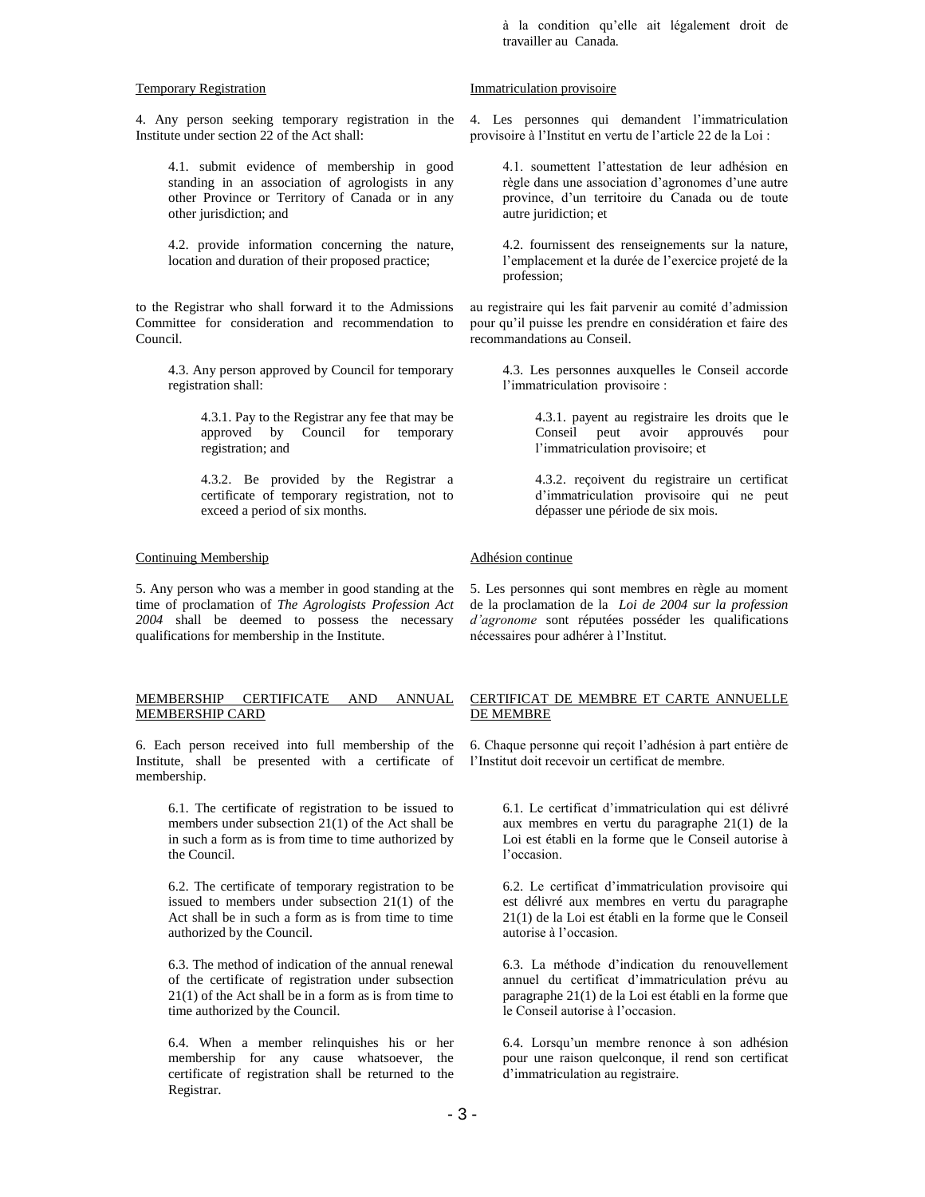à la condition qu'elle ait légalement droit de travailler au Canada.

Temporary Registration

4. Any person seeking temporary registration in the Institute under section 22 of the Act shall:

> 4.1. submit evidence of membership in good standing in an association of agrologists in any other Province or Territory of Canada or in any other jurisdiction; and
>
> 4.2. provide information concerning the nature, location and duration of their proposed practice;

to the Registrar who shall forward it to the Admissions Committee for consideration and recommendation to Council.

> 4.3. Any person approved by Council for temporary registration shall:
>
> > 4.3.1. Pay to the Registrar any fee that may be approved by Council for temporary registration; and
> >
> > 4.3.2. Be provided by the Registrar a certificate of temporary registration, not to exceed a period of six months.

Immatriculation provisoire

4. Les personnes qui demandent l'immatriculation provisoire à l'Institut en vertu de l'article 22 de la Loi :

> 4.1. soumettent l'attestation de leur adhésion en règle dans une association d'agronomes d'une autre province, d'un territoire du Canada ou de toute autre juridiction; et
>
> 4.2. fournissent des renseignements sur la nature, l'emplacement et la durée de l'exercice projeté de la profession;

au registraire qui les fait parvenir au comité d'admission pour qu'il puisse les prendre en considération et faire des recommandations au Conseil.

> 4.3. Les personnes auxquelles le Conseil accorde l'immatriculation provisoire :
>
> > 4.3.1. payent au registraire les droits que le Conseil peut avoir approuvés pour l'immatriculation provisoire; et
> >
> > 4.3.2. reçoivent du registraire un certificat d'immatriculation provisoire qui ne peut dépasser une période de six mois.

Continuing Membership

5. Any person who was a member in good standing at the time of proclamation of *The Agrologists Profession Act 2004* shall be deemed to possess the necessary qualifications for membership in the Institute.

Adhésion continue

5. Les personnes qui sont membres en règle au moment de la proclamation de la *Loi de 2004 sur la profession d'agronome* sont réputées posséder les qualifications nécessaires pour adhérer à l'Institut.

MEMBERSHIP CERTIFICATE AND ANNUAL MEMBERSHIP CARD

6. Each person received into full membership of the Institute, shall be presented with a certificate of membership.

> 6.1. The certificate of registration to be issued to members under subsection 21(1) of the Act shall be in such a form as is from time to time authorized by the Council.
>
> 6.2. The certificate of temporary registration to be issued to members under subsection 21(1) of the Act shall be in such a form as is from time to time authorized by the Council.
>
> 6.3. The method of indication of the annual renewal of the certificate of registration under subsection 21(1) of the Act shall be in a form as is from time to time authorized by the Council.
>
> 6.4. When a member relinquishes his or her membership for any cause whatsoever, the certificate of registration shall be returned to the Registrar.

CERTIFICAT DE MEMBRE ET CARTE ANNUELLE DE MEMBRE

6. Chaque personne qui reçoit l'adhésion à part entière de l'Institut doit recevoir un certificat de membre.

> 6.1. Le certificat d'immatriculation qui est délivré aux membres en vertu du paragraphe 21(1) de la Loi est établi en la forme que le Conseil autorise à l'occasion.
>
> 6.2. Le certificat d'immatriculation provisoire qui est délivré aux membres en vertu du paragraphe 21(1) de la Loi est établi en la forme que le Conseil autorise à l'occasion.
>
> 6.3. La méthode d'indication du renouvellement annuel du certificat d'immatriculation prévu au paragraphe 21(1) de la Loi est établi en la forme que le Conseil autorise à l'occasion.
>
> 6.4. Lorsqu'un membre renonce à son adhésion pour une raison quelconque, il rend son certificat d'immatriculation au registraire.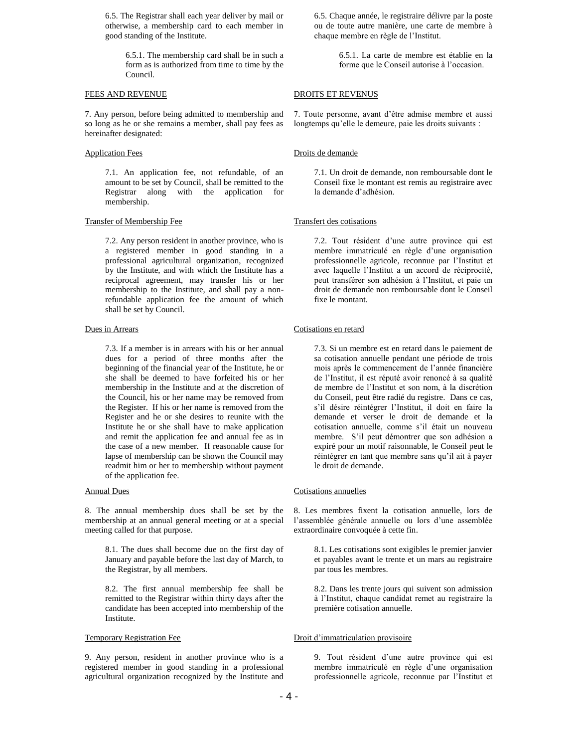6.5. The Registrar shall each year deliver by mail or otherwise, a membership card to each member in good standing of the Institute.

> 6.5.1. The membership card shall be in such a form as is authorized from time to time by the Council.

FEES AND REVENUE

7. Any person, before being admitted to membership and so long as he or she remains a member, shall pay fees as hereinafter designated:

Application Fees

> 7.1. An application fee, not refundable, of an amount to be set by Council, shall be remitted to the Registrar along with the application for membership.

Transfer of Membership Fee

> 7.2. Any person resident in another province, who is a registered member in good standing in a professional agricultural organization, recognized by the Institute, and with which the Institute has a reciprocal agreement, may transfer his or her membership to the Institute, and shall pay a non-refundable application fee the amount of which shall be set by Council.

Dues in Arrears

> 7.3. If a member is in arrears with his or her annual dues for a period of three months after the beginning of the financial year of the Institute, he or she shall be deemed to have forfeited his or her membership in the Institute and at the discretion of the Council, his or her name may be removed from the Register. If his or her name is removed from the Register and he or she desires to reunite with the Institute he or she shall have to make application and remit the application fee and annual fee as in the case of a new member. If reasonable cause for lapse of membership can be shown the Council may readmit him or her to membership without payment of the application fee.

Annual Dues

8. The annual membership dues shall be set by the membership at an annual general meeting or at a special meeting called for that purpose.

> 8.1. The dues shall become due on the first day of January and payable before the last day of March, to the Registrar, by all members.

> 8.2. The first annual membership fee shall be remitted to the Registrar within thirty days after the candidate has been accepted into membership of the Institute.

Temporary Registration Fee

9. Any person, resident in another province who is a registered member in good standing in a professional agricultural organization recognized by the Institute and

6.5. Chaque année, le registraire délivre par la poste ou de toute autre manière, une carte de membre à chaque membre en règle de l'Institut.

> 6.5.1. La carte de membre est établie en la forme que le Conseil autorise à l'occasion.

DROITS ET REVENUS

7. Toute personne, avant d'être admise membre et aussi longtemps qu'elle le demeure, paie les droits suivants :

Droits de demande

> 7.1. Un droit de demande, non remboursable dont le Conseil fixe le montant est remis au registraire avec la demande d'adhésion.

Transfert des cotisations

> 7.2. Tout résident d'une autre province qui est membre immatriculé en règle d'une organisation professionnelle agricole, reconnue par l'Institut et avec laquelle l'Institut a un accord de réciprocité, peut transférer son adhésion à l'Institut, et paie un droit de demande non remboursable dont le Conseil fixe le montant.

Cotisations en retard

> 7.3. Si un membre est en retard dans le paiement de sa cotisation annuelle pendant une période de trois mois après le commencement de l'année financière de l'Institut, il est réputé avoir renoncé à sa qualité de membre de l'Institut et son nom, à la discrétion du Conseil, peut être radié du registre. Dans ce cas, s'il désire réintégrer l'Institut, il doit en faire la demande et verser le droit de demande et la cotisation annuelle, comme s'il était un nouveau membre. S'il peut démontrer que son adhésion a expiré pour un motif raisonnable, le Conseil peut le réintégrer en tant que membre sans qu'il ait à payer le droit de demande.

Cotisations annuelles

8. Les membres fixent la cotisation annuelle, lors de l'assemblée générale annuelle ou lors d'une assemblée extraordinaire convoquée à cette fin.

> 8.1. Les cotisations sont exigibles le premier janvier et payables avant le trente et un mars au registraire par tous les membres.

> 8.2. Dans les trente jours qui suivent son admission à l'Institut, chaque candidat remet au registraire la première cotisation annuelle.

Droit d'immatriculation provisoire

9. Tout résident d'une autre province qui est membre immatriculé en règle d'une organisation professionnelle agricole, reconnue par l'Institut et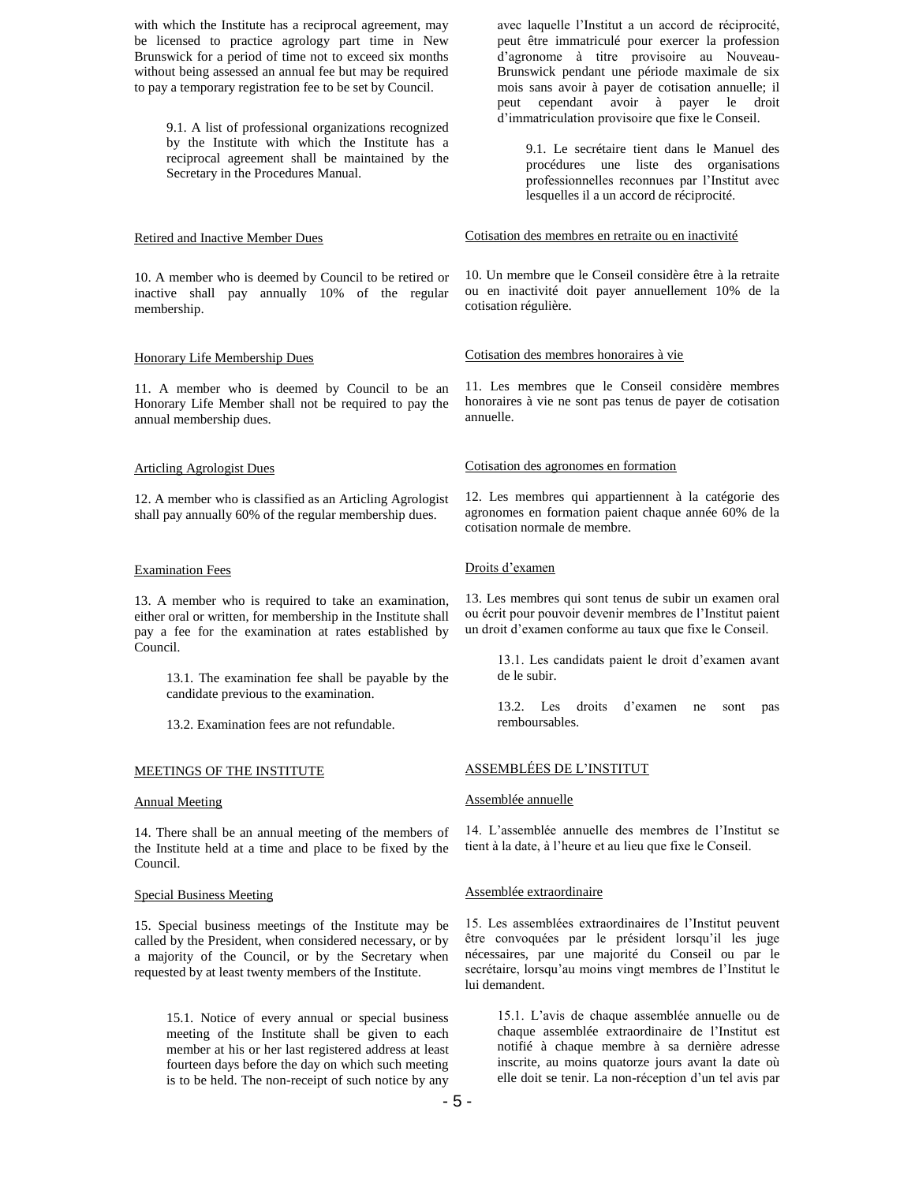with which the Institute has a reciprocal agreement, may be licensed to practice agrology part time in New Brunswick for a period of time not to exceed six months without being assessed an annual fee but may be required to pay a temporary registration fee to be set by Council.

9.1. A list of professional organizations recognized by the Institute with which the Institute has a reciprocal agreement shall be maintained by the Secretary in the Procedures Manual.

Retired and Inactive Member Dues

10. A member who is deemed by Council to be retired or inactive shall pay annually 10% of the regular membership.

Honorary Life Membership Dues

11. A member who is deemed by Council to be an Honorary Life Member shall not be required to pay the annual membership dues.

Articling Agrologist Dues

12. A member who is classified as an Articling Agrologist shall pay annually 60% of the regular membership dues.

Examination Fees

13. A member who is required to take an examination, either oral or written, for membership in the Institute shall pay a fee for the examination at rates established by Council.

13.1. The examination fee shall be payable by the candidate previous to the examination.

13.2. Examination fees are not refundable.

MEETINGS OF THE INSTITUTE

Annual Meeting

14. There shall be an annual meeting of the members of the Institute held at a time and place to be fixed by the Council.

Special Business Meeting

15. Special business meetings of the Institute may be called by the President, when considered necessary, or by a majority of the Council, or by the Secretary when requested by at least twenty members of the Institute.

15.1. Notice of every annual or special business meeting of the Institute shall be given to each member at his or her last registered address at least fourteen days before the day on which such meeting is to be held. The non-receipt of such notice by any

avec laquelle l'Institut a un accord de réciprocité, peut être immatriculé pour exercer la profession d'agronome à titre provisoire au Nouveau-Brunswick pendant une période maximale de six mois sans avoir à payer de cotisation annuelle; il peut cependant avoir à payer le droit d'immatriculation provisoire que fixe le Conseil.

9.1. Le secrétaire tient dans le Manuel des procédures une liste des organisations professionnelles reconnues par l'Institut avec lesquelles il a un accord de réciprocité.

Cotisation des membres en retraite ou en inactivité

10. Un membre que le Conseil considère être à la retraite ou en inactivité doit payer annuellement 10% de la cotisation régulière.

Cotisation des membres honoraires à vie

11. Les membres que le Conseil considère membres honoraires à vie ne sont pas tenus de payer de cotisation annuelle.

Cotisation des agronomes en formation

12. Les membres qui appartiennent à la catégorie des agronomes en formation paient chaque année 60% de la cotisation normale de membre.

Droits d'examen

13. Les membres qui sont tenus de subir un examen oral ou écrit pour pouvoir devenir membres de l'Institut paient un droit d'examen conforme au taux que fixe le Conseil.

13.1. Les candidats paient le droit d'examen avant de le subir.

13.2. Les droits d'examen ne sont pas remboursables.

ASSEMBLÉES DE L'INSTITUT

Assemblée annuelle

14. L'assemblée annuelle des membres de l'Institut se tient à la date, à l'heure et au lieu que fixe le Conseil.

Assemblée extraordinaire

15. Les assemblées extraordinaires de l'Institut peuvent être convoquées par le président lorsqu'il les juge nécessaires, par une majorité du Conseil ou par le secrétaire, lorsqu'au moins vingt membres de l'Institut le lui demandent.

15.1. L'avis de chaque assemblée annuelle ou de chaque assemblée extraordinaire de l'Institut est notifié à chaque membre à sa dernière adresse inscrite, au moins quatorze jours avant la date où elle doit se tenir. La non-réception d'un tel avis par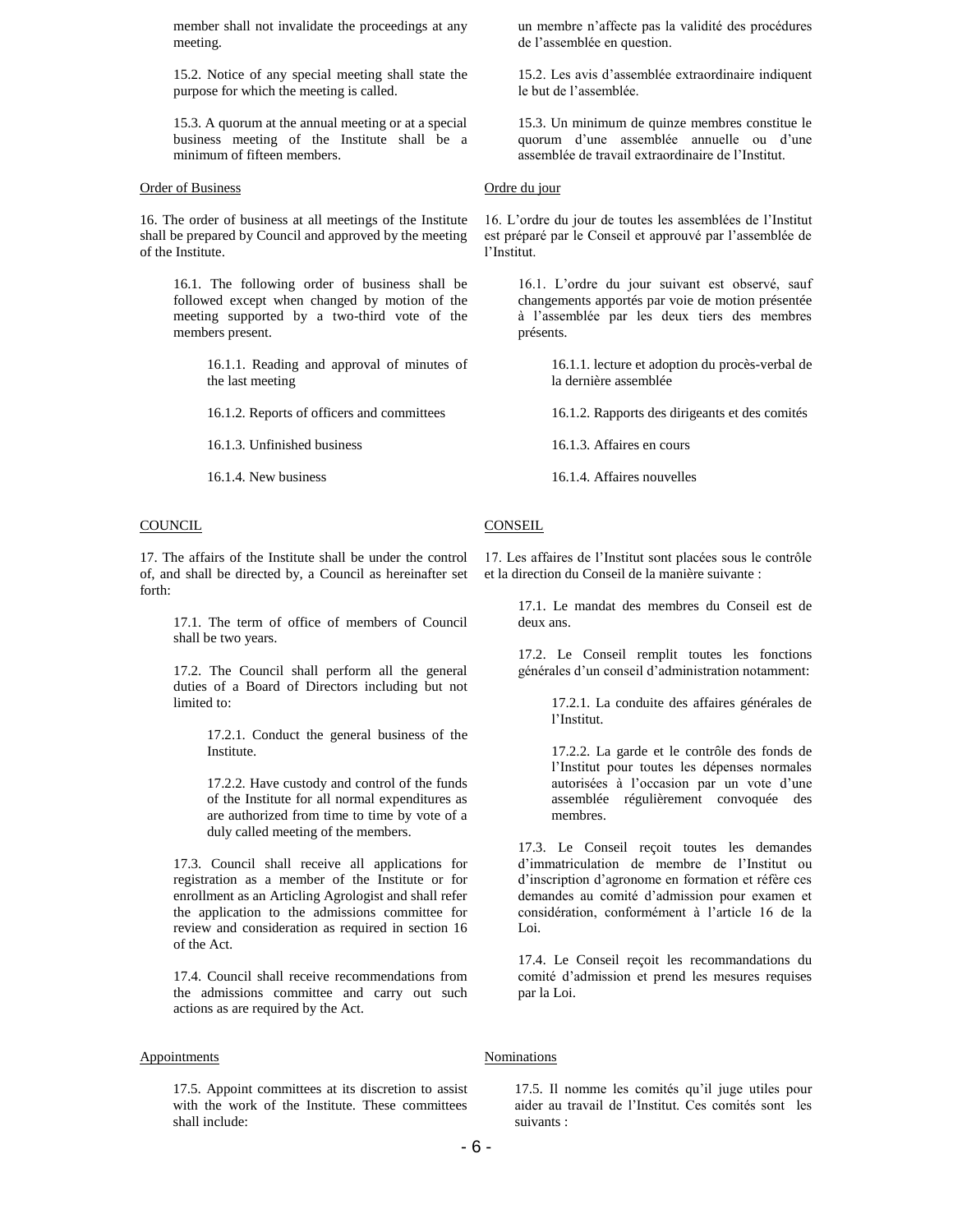member shall not invalidate the proceedings at any meeting.

15.2. Notice of any special meeting shall state the purpose for which the meeting is called.

15.3. A quorum at the annual meeting or at a special business meeting of the Institute shall be a minimum of fifteen members.

Order of Business

16. The order of business at all meetings of the Institute shall be prepared by Council and approved by the meeting of the Institute.

16.1. The following order of business shall be followed except when changed by motion of the meeting supported by a two-third vote of the members present.

16.1.1. Reading and approval of minutes of the last meeting

16.1.2. Reports of officers and committees

16.1.3. Unfinished business

16.1.4. New business

COUNCIL

17. The affairs of the Institute shall be under the control of, and shall be directed by, a Council as hereinafter set forth:

17.1. The term of office of members of Council shall be two years.

17.2. The Council shall perform all the general duties of a Board of Directors including but not limited to:

17.2.1. Conduct the general business of the Institute.

17.2.2. Have custody and control of the funds of the Institute for all normal expenditures as are authorized from time to time by vote of a duly called meeting of the members.

17.3. Council shall receive all applications for registration as a member of the Institute or for enrollment as an Articling Agrologist and shall refer the application to the admissions committee for review and consideration as required in section 16 of the Act.

17.4. Council shall receive recommendations from the admissions committee and carry out such actions as are required by the Act.

Appointments

17.5. Appoint committees at its discretion to assist with the work of the Institute. These committees shall include:

un membre n'affecte pas la validité des procédures de l'assemblée en question.

15.2. Les avis d'assemblée extraordinaire indiquent le but de l'assemblée.

15.3. Un minimum de quinze membres constitue le quorum d'une assemblée annuelle ou d'une assemblée de travail extraordinaire de l'Institut.

Ordre du jour

16. L'ordre du jour de toutes les assemblées de l'Institut est préparé par le Conseil et approuvé par l'assemblée de l'Institut.

16.1. L'ordre du jour suivant est observé, sauf changements apportés par voie de motion présentée à l'assemblée par les deux tiers des membres présents.

16.1.1. lecture et adoption du procès-verbal de la dernière assemblée

16.1.2. Rapports des dirigeants et des comités

16.1.3. Affaires en cours

16.1.4. Affaires nouvelles

CONSEIL

17. Les affaires de l'Institut sont placées sous le contrôle et la direction du Conseil de la manière suivante :

17.1. Le mandat des membres du Conseil est de deux ans.

17.2. Le Conseil remplit toutes les fonctions générales d'un conseil d'administration notamment:

17.2.1. La conduite des affaires générales de l'Institut.

17.2.2. La garde et le contrôle des fonds de l'Institut pour toutes les dépenses normales autorisées à l'occasion par un vote d'une assemblée régulièrement convoquée des membres.

17.3. Le Conseil reçoit toutes les demandes d'immatriculation de membre de l'Institut ou d'inscription d'agronome en formation et réfère ces demandes au comité d'admission pour examen et considération, conformément à l'article 16 de la Loi.

17.4. Le Conseil reçoit les recommandations du comité d'admission et prend les mesures requises par la Loi.

Nominations

17.5. Il nomme les comités qu'il juge utiles pour aider au travail de l'Institut. Ces comités sont les suivants :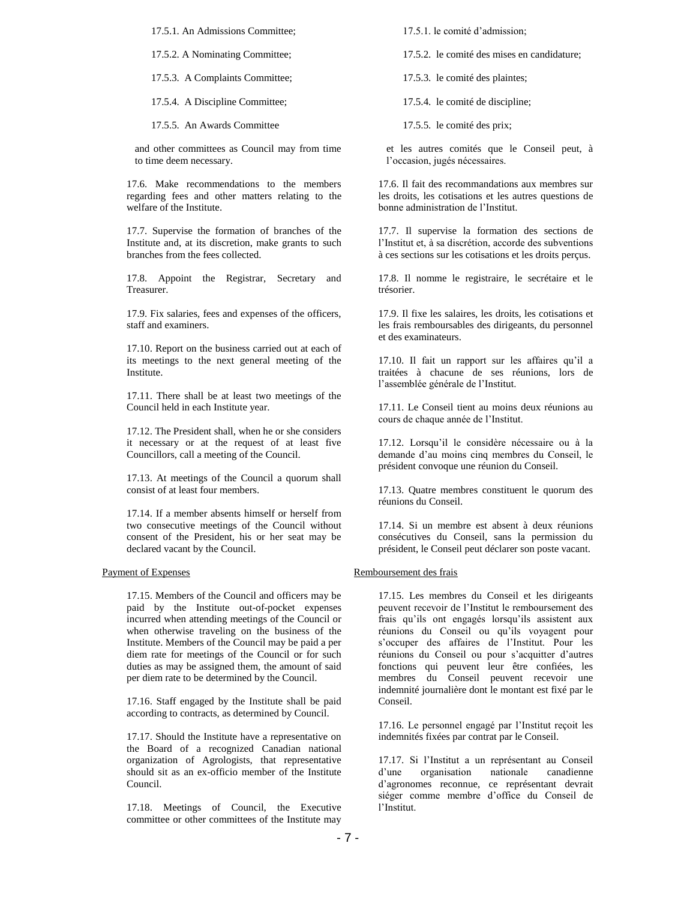17.5.1. An Admissions Committee;

17.5.2. A Nominating Committee;

17.5.3. A Complaints Committee;

17.5.4. A Discipline Committee;

17.5.5. An Awards Committee

and other committees as Council may from time to time deem necessary.

17.6. Make recommendations to the members regarding fees and other matters relating to the welfare of the Institute.

17.7. Supervise the formation of branches of the Institute and, at its discretion, make grants to such branches from the fees collected.

17.8. Appoint the Registrar, Secretary and Treasurer.

17.9. Fix salaries, fees and expenses of the officers, staff and examiners.

17.10. Report on the business carried out at each of its meetings to the next general meeting of the Institute.

17.11. There shall be at least two meetings of the Council held in each Institute year.

17.12. The President shall, when he or she considers it necessary or at the request of at least five Councillors, call a meeting of the Council.

17.13. At meetings of the Council a quorum shall consist of at least four members.

17.14. If a member absents himself or herself from two consecutive meetings of the Council without consent of the President, his or her seat may be declared vacant by the Council.

Payment of Expenses

17.15. Members of the Council and officers may be paid by the Institute out-of-pocket expenses incurred when attending meetings of the Council or when otherwise traveling on the business of the Institute. Members of the Council may be paid a per diem rate for meetings of the Council or for such duties as may be assigned them, the amount of said per diem rate to be determined by the Council.

17.16. Staff engaged by the Institute shall be paid according to contracts, as determined by Council.

17.17. Should the Institute have a representative on the Board of a recognized Canadian national organization of Agrologists, that representative should sit as an ex-officio member of the Institute Council.

17.18. Meetings of Council, the Executive committee or other committees of the Institute may

17.5.1. le comité d'admission;

17.5.2. le comité des mises en candidature;

17.5.3. le comité des plaintes;

17.5.4. le comité de discipline;

17.5.5. le comité des prix;

et les autres comités que le Conseil peut, à l'occasion, jugés nécessaires.

17.6. Il fait des recommandations aux membres sur les droits, les cotisations et les autres questions de bonne administration de l'Institut.

17.7. Il supervise la formation des sections de l'Institut et, à sa discrétion, accorde des subventions à ces sections sur les cotisations et les droits perçus.

17.8. Il nomme le registraire, le secrétaire et le trésorier.

17.9. Il fixe les salaires, les droits, les cotisations et les frais remboursables des dirigeants, du personnel et des examinateurs.

17.10. Il fait un rapport sur les affaires qu'il a traitées à chacune de ses réunions, lors de l'assemblée générale de l'Institut.

17.11. Le Conseil tient au moins deux réunions au cours de chaque année de l'Institut.

17.12. Lorsqu'il le considère nécessaire ou à la demande d'au moins cinq membres du Conseil, le président convoque une réunion du Conseil.

17.13. Quatre membres constituent le quorum des réunions du Conseil.

17.14. Si un membre est absent à deux réunions consécutives du Conseil, sans la permission du président, le Conseil peut déclarer son poste vacant.

Remboursement des frais

17.15. Les membres du Conseil et les dirigeants peuvent recevoir de l'Institut le remboursement des frais qu'ils ont engagés lorsqu'ils assistent aux réunions du Conseil ou qu'ils voyagent pour s'occuper des affaires de l'Institut. Pour les réunions du Conseil ou pour s'acquitter d'autres fonctions qui peuvent leur être confiées, les membres du Conseil peuvent recevoir une indemnité journalière dont le montant est fixé par le Conseil.

17.16. Le personnel engagé par l'Institut reçoit les indemnités fixées par contrat par le Conseil.

17.17. Si l'Institut a un représentant au Conseil d'une organisation nationale canadienne d'agronomes reconnue, ce représentant devrait siéger comme membre d'office du Conseil de l'Institut.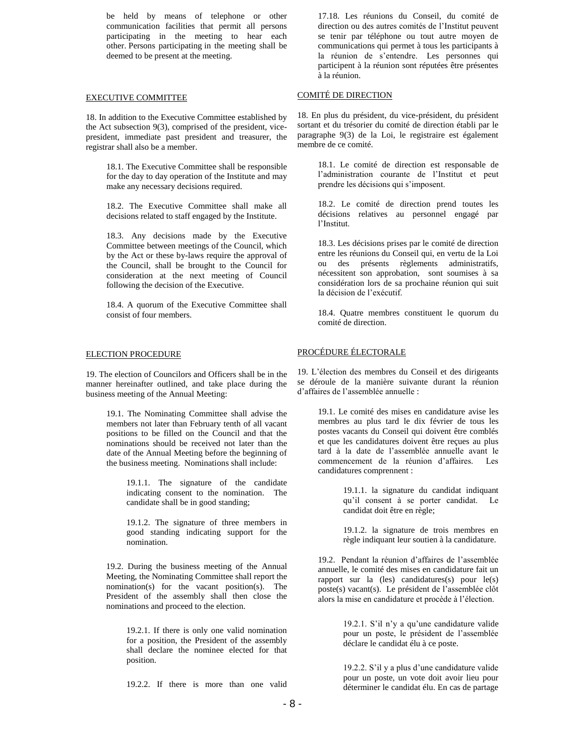be held by means of telephone or other communication facilities that permit all persons participating in the meeting to hear each other. Persons participating in the meeting shall be deemed to be present at the meeting.

## EXECUTIVE COMMITTEE

18. In addition to the Executive Committee established by the Act subsection 9(3), comprised of the president, vice-president, immediate past president and treasurer, the registrar shall also be a member.

18.1. The Executive Committee shall be responsible for the day to day operation of the Institute and may make any necessary decisions required.

18.2. The Executive Committee shall make all decisions related to staff engaged by the Institute.

18.3. Any decisions made by the Executive Committee between meetings of the Council, which by the Act or these by-laws require the approval of the Council, shall be brought to the Council for consideration at the next meeting of Council following the decision of the Executive.

18.4. A quorum of the Executive Committee shall consist of four members.

## ELECTION PROCEDURE

19. The election of Councilors and Officers shall be in the manner hereinafter outlined, and take place during the business meeting of the Annual Meeting:

19.1. The Nominating Committee shall advise the members not later than February tenth of all vacant positions to be filled on the Council and that the nominations should be received not later than the date of the Annual Meeting before the beginning of the business meeting. Nominations shall include:

19.1.1. The signature of the candidate indicating consent to the nomination. The candidate shall be in good standing;

19.1.2. The signature of three members in good standing indicating support for the nomination.

19.2. During the business meeting of the Annual Meeting, the Nominating Committee shall report the nomination(s) for the vacant position(s). The President of the assembly shall then close the nominations and proceed to the election.

19.2.1. If there is only one valid nomination for a position, the President of the assembly shall declare the nominee elected for that position.

19.2.2. If there is more than one valid

17.18. Les réunions du Conseil, du comité de direction ou des autres comités de l'Institut peuvent se tenir par téléphone ou tout autre moyen de communications qui permet à tous les participants à la réunion de s'entendre. Les personnes qui participent à la réunion sont réputées être présentes à la réunion.

## COMITÉ DE DIRECTION

18. En plus du président, du vice-président, du président sortant et du trésorier du comité de direction établi par le paragraphe 9(3) de la Loi, le registraire est également membre de ce comité.

18.1. Le comité de direction est responsable de l'administration courante de l'Institut et peut prendre les décisions qui s'imposent.

18.2. Le comité de direction prend toutes les décisions relatives au personnel engagé par l'Institut.

18.3. Les décisions prises par le comité de direction entre les réunions du Conseil qui, en vertu de la Loi ou des présents règlements administratifs, nécessitent son approbation, sont soumises à sa considération lors de sa prochaine réunion qui suit la décision de l'exécutif.

18.4. Quatre membres constituent le quorum du comité de direction.

## PROCÉDURE ÉLECTORALE

19. L'élection des membres du Conseil et des dirigeants se déroule de la manière suivante durant la réunion d'affaires de l'assemblée annuelle :

19.1. Le comité des mises en candidature avise les membres au plus tard le dix février de tous les postes vacants du Conseil qui doivent être comblés et que les candidatures doivent être reçues au plus tard à la date de l'assemblée annuelle avant le commencement de la réunion d'affaires. Les candidatures comprennent :

19.1.1. la signature du candidat indiquant qu'il consent à se porter candidat. Le candidat doit être en règle;

19.1.2. la signature de trois membres en règle indiquant leur soutien à la candidature.

19.2. Pendant la réunion d'affaires de l'assemblée annuelle, le comité des mises en candidature fait un rapport sur la (les) candidatures(s) pour le(s) poste(s) vacant(s). Le président de l'assemblée clôt alors la mise en candidature et procède à l'élection.

19.2.1. S'il n'y a qu'une candidature valide pour un poste, le président de l'assemblée déclare le candidat élu à ce poste.

19.2.2. S'il y a plus d'une candidature valide pour un poste, un vote doit avoir lieu pour déterminer le candidat élu. En cas de partage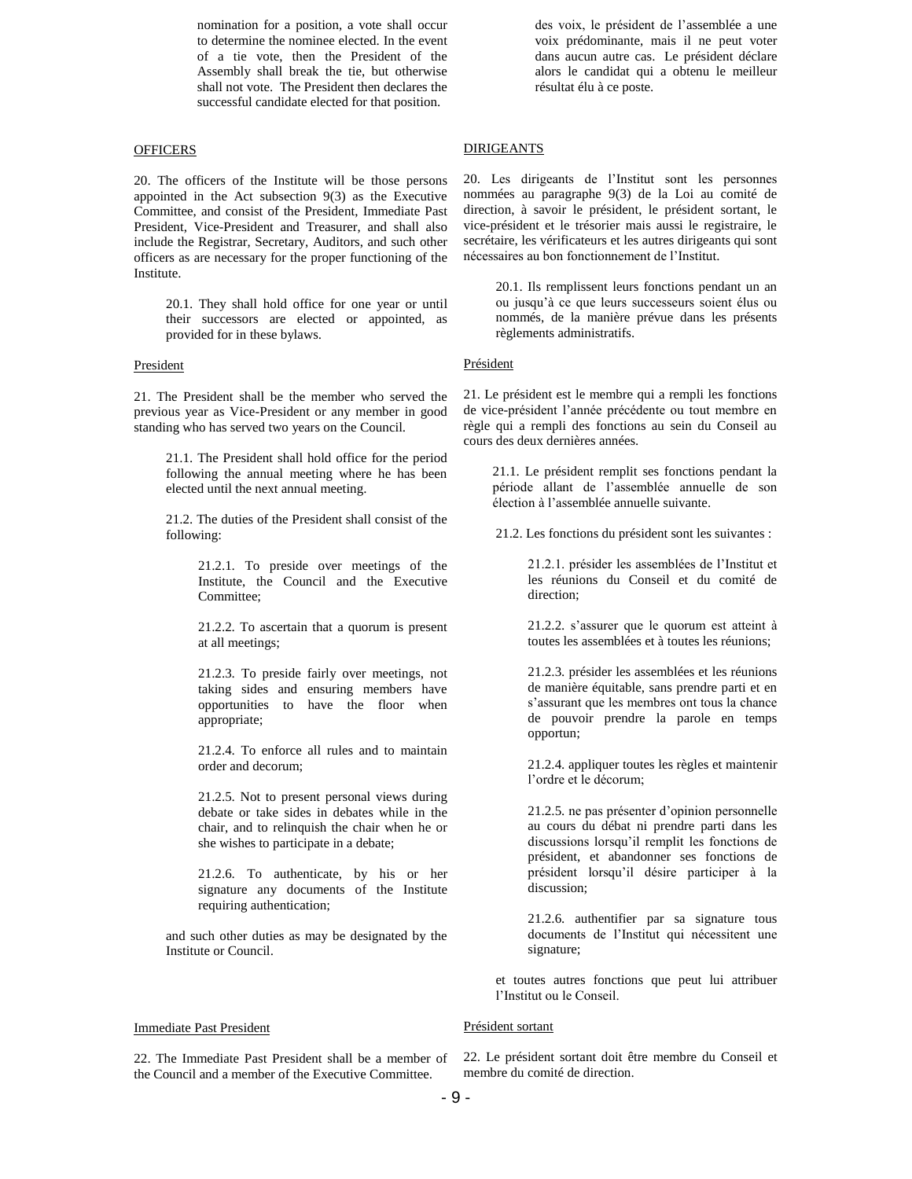nomination for a position, a vote shall occur to determine the nominee elected. In the event of a tie vote, then the President of the Assembly shall break the tie, but otherwise shall not vote. The President then declares the successful candidate elected for that position.

des voix, le président de l'assemblée a une voix prédominante, mais il ne peut voter dans aucun autre cas. Le président déclare alors le candidat qui a obtenu le meilleur résultat élu à ce poste.

OFFICERS

20. The officers of the Institute will be those persons appointed in the Act subsection 9(3) as the Executive Committee, and consist of the President, Immediate Past President, Vice-President and Treasurer, and shall also include the Registrar, Secretary, Auditors, and such other officers as are necessary for the proper functioning of the Institute.

20.1. They shall hold office for one year or until their successors are elected or appointed, as provided for in these bylaws.

President

21. The President shall be the member who served the previous year as Vice-President or any member in good standing who has served two years on the Council.

21.1. The President shall hold office for the period following the annual meeting where he has been elected until the next annual meeting.

21.2. The duties of the President shall consist of the following:

21.2.1. To preside over meetings of the Institute, the Council and the Executive Committee;

21.2.2. To ascertain that a quorum is present at all meetings;

21.2.3. To preside fairly over meetings, not taking sides and ensuring members have opportunities to have the floor when appropriate;

21.2.4. To enforce all rules and to maintain order and decorum;

21.2.5. Not to present personal views during debate or take sides in debates while in the chair, and to relinquish the chair when he or she wishes to participate in a debate;

21.2.6. To authenticate, by his or her signature any documents of the Institute requiring authentication;

and such other duties as may be designated by the Institute or Council.

Immediate Past President

22. The Immediate Past President shall be a member of the Council and a member of the Executive Committee.

DIRIGEANTS

20. Les dirigeants de l'Institut sont les personnes nommées au paragraphe 9(3) de la Loi au comité de direction, à savoir le président, le président sortant, le vice-président et le trésorier mais aussi le registraire, le secrétaire, les vérificateurs et les autres dirigeants qui sont nécessaires au bon fonctionnement de l'Institut.

20.1. Ils remplissent leurs fonctions pendant un an ou jusqu'à ce que leurs successeurs soient élus ou nommés, de la manière prévue dans les présents règlements administratifs.

Président

21. Le président est le membre qui a rempli les fonctions de vice-président l'année précédente ou tout membre en règle qui a rempli des fonctions au sein du Conseil au cours des deux dernières années.

21.1. Le président remplit ses fonctions pendant la période allant de l'assemblée annuelle de son élection à l'assemblée annuelle suivante.

21.2. Les fonctions du président sont les suivantes :

21.2.1. présider les assemblées de l'Institut et les réunions du Conseil et du comité de direction;

21.2.2. s'assurer que le quorum est atteint à toutes les assemblées et à toutes les réunions;

21.2.3. présider les assemblées et les réunions de manière équitable, sans prendre parti et en s'assurant que les membres ont tous la chance de pouvoir prendre la parole en temps opportun;

21.2.4. appliquer toutes les règles et maintenir l'ordre et le décorum;

21.2.5. ne pas présenter d'opinion personnelle au cours du débat ni prendre parti dans les discussions lorsqu'il remplit les fonctions de président, et abandonner ses fonctions de président lorsqu'il désire participer à la discussion;

21.2.6. authentifier par sa signature tous documents de l'Institut qui nécessitent une signature;

et toutes autres fonctions que peut lui attribuer l'Institut ou le Conseil.

Président sortant

22. Le président sortant doit être membre du Conseil et membre du comité de direction.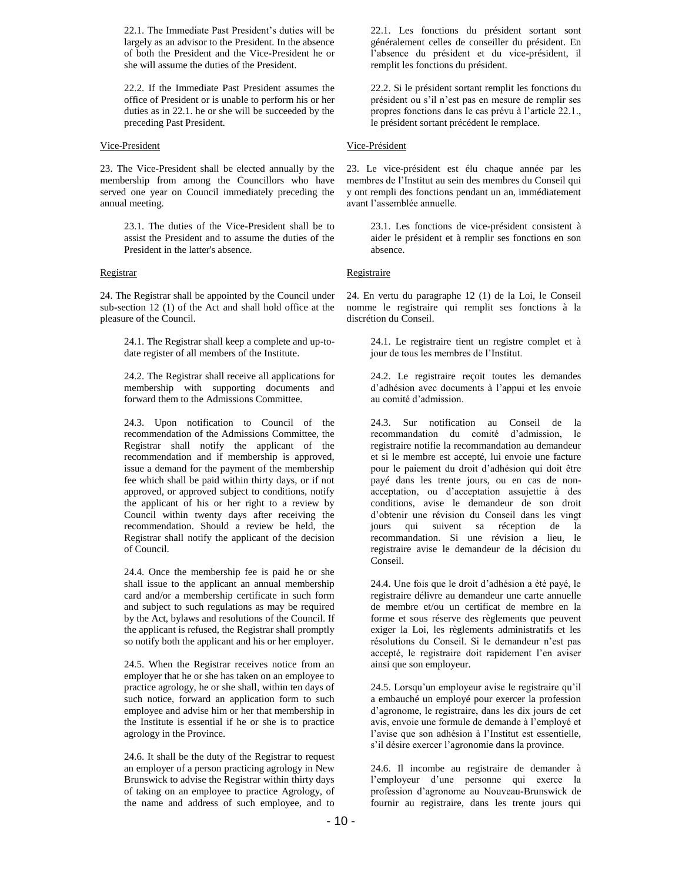22.1. The Immediate Past President's duties will be largely as an advisor to the President. In the absence of both the President and the Vice-President he or she will assume the duties of the President.

22.2. If the Immediate Past President assumes the office of President or is unable to perform his or her duties as in 22.1. he or she will be succeeded by the preceding Past President.

Vice-President

23. The Vice-President shall be elected annually by the membership from among the Councillors who have served one year on Council immediately preceding the annual meeting.

23.1. The duties of the Vice-President shall be to assist the President and to assume the duties of the President in the latter's absence.

Registrar

24. The Registrar shall be appointed by the Council under sub-section 12 (1) of the Act and shall hold office at the pleasure of the Council.

24.1. The Registrar shall keep a complete and up-to-date register of all members of the Institute.

24.2. The Registrar shall receive all applications for membership with supporting documents and forward them to the Admissions Committee.

24.3. Upon notification to Council of the recommendation of the Admissions Committee, the Registrar shall notify the applicant of the recommendation and if membership is approved, issue a demand for the payment of the membership fee which shall be paid within thirty days, or if not approved, or approved subject to conditions, notify the applicant of his or her right to a review by Council within twenty days after receiving the recommendation. Should a review be held, the Registrar shall notify the applicant of the decision of Council.

24.4. Once the membership fee is paid he or she shall issue to the applicant an annual membership card and/or a membership certificate in such form and subject to such regulations as may be required by the Act, bylaws and resolutions of the Council. If the applicant is refused, the Registrar shall promptly so notify both the applicant and his or her employer.

24.5. When the Registrar receives notice from an employer that he or she has taken on an employee to practice agrology, he or she shall, within ten days of such notice, forward an application form to such employee and advise him or her that membership in the Institute is essential if he or she is to practice agrology in the Province.

24.6. It shall be the duty of the Registrar to request an employer of a person practicing agrology in New Brunswick to advise the Registrar within thirty days of taking on an employee to practice Agrology, of the name and address of such employee, and to

22.1. Les fonctions du président sortant sont généralement celles de conseiller du président. En l'absence du président et du vice-président, il remplit les fonctions du président.

22.2. Si le président sortant remplit les fonctions du président ou s'il n'est pas en mesure de remplir ses propres fonctions dans le cas prévu à l'article 22.1., le président sortant précédent le remplace.

Vice-Président

23. Le vice-président est élu chaque année par les membres de l'Institut au sein des membres du Conseil qui y ont rempli des fonctions pendant un an, immédiatement avant l'assemblée annuelle.

23.1. Les fonctions de vice-président consistent à aider le président et à remplir ses fonctions en son absence.

Registraire

24. En vertu du paragraphe 12 (1) de la Loi, le Conseil nomme le registraire qui remplit ses fonctions à la discrétion du Conseil.

24.1. Le registraire tient un registre complet et à jour de tous les membres de l'Institut.

24.2. Le registraire reçoit toutes les demandes d'adhésion avec documents à l'appui et les envoie au comité d'admission.

24.3. Sur notification au Conseil de la recommandation du comité d'admission, le registraire notifie la recommandation au demandeur et si le membre est accepté, lui envoie une facture pour le paiement du droit d'adhésion qui doit être payé dans les trente jours, ou en cas de non-acceptation, ou d'acceptation assujettie à des conditions, avise le demandeur de son droit d'obtenir une révision du Conseil dans les vingt jours qui suivent sa réception de la recommandation. Si une révision a lieu, le registraire avise le demandeur de la décision du Conseil.

24.4. Une fois que le droit d'adhésion a été payé, le registraire délivre au demandeur une carte annuelle de membre et/ou un certificat de membre en la forme et sous réserve des règlements que peuvent exiger la Loi, les règlements administratifs et les résolutions du Conseil. Si le demandeur n'est pas accepté, le registraire doit rapidement l'en aviser ainsi que son employeur.

24.5. Lorsqu'un employeur avise le registraire qu'il a embauché un employé pour exercer la profession d'agronome, le registraire, dans les dix jours de cet avis, envoie une formule de demande à l'employé et l'avise que son adhésion à l'Institut est essentielle, s'il désire exercer l'agronomie dans la province.

24.6. Il incombe au registraire de demander à l'employeur d'une personne qui exerce la profession d'agronome au Nouveau-Brunswick de fournir au registraire, dans les trente jours qui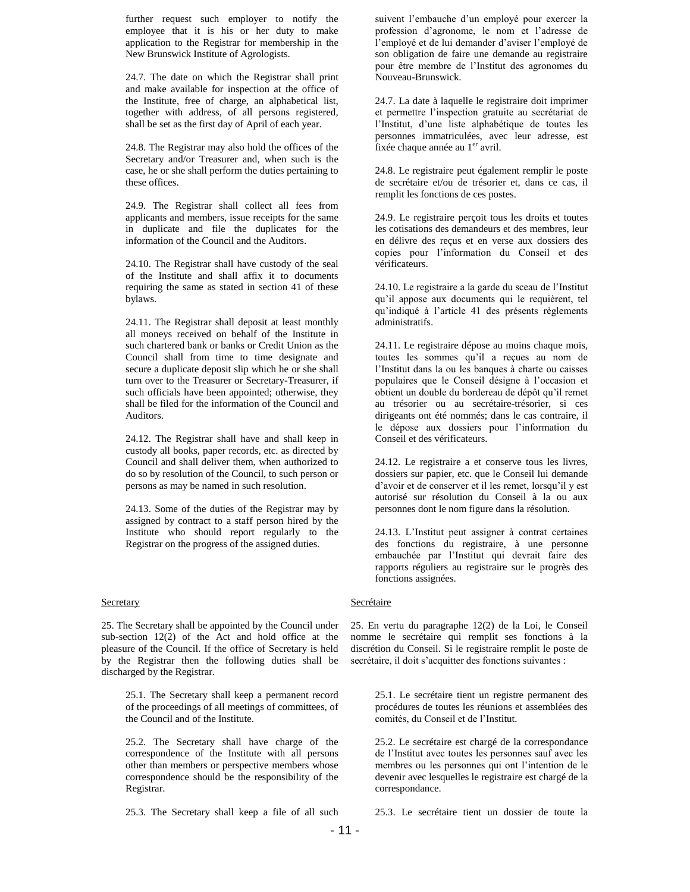further request such employer to notify the employee that it is his or her duty to make application to the Registrar for membership in the New Brunswick Institute of Agrologists.

24.7. The date on which the Registrar shall print and make available for inspection at the office of the Institute, free of charge, an alphabetical list, together with address, of all persons registered, shall be set as the first day of April of each year.

24.8. The Registrar may also hold the offices of the Secretary and/or Treasurer and, when such is the case, he or she shall perform the duties pertaining to these offices.

24.9. The Registrar shall collect all fees from applicants and members, issue receipts for the same in duplicate and file the duplicates for the information of the Council and the Auditors.

24.10. The Registrar shall have custody of the seal of the Institute and shall affix it to documents requiring the same as stated in section 41 of these bylaws.

24.11. The Registrar shall deposit at least monthly all moneys received on behalf of the Institute in such chartered bank or banks or Credit Union as the Council shall from time to time designate and secure a duplicate deposit slip which he or she shall turn over to the Treasurer or Secretary-Treasurer, if such officials have been appointed; otherwise, they shall be filed for the information of the Council and Auditors.

24.12. The Registrar shall have and shall keep in custody all books, paper records, etc. as directed by Council and shall deliver them, when authorized to do so by resolution of the Council, to such person or persons as may be named in such resolution.

24.13. Some of the duties of the Registrar may by assigned by contract to a staff person hired by the Institute who should report regularly to the Registrar on the progress of the assigned duties.

Secretary

25. The Secretary shall be appointed by the Council under sub-section 12(2) of the Act and hold office at the pleasure of the Council. If the office of Secretary is held by the Registrar then the following duties shall be discharged by the Registrar.

25.1. The Secretary shall keep a permanent record of the proceedings of all meetings of committees, of the Council and of the Institute.

25.2. The Secretary shall have charge of the correspondence of the Institute with all persons other than members or perspective members whose correspondence should be the responsibility of the Registrar.

25.3. The Secretary shall keep a file of all such

suivent l'embauche d'un employé pour exercer la profession d'agronome, le nom et l'adresse de l'employé et de lui demander d'aviser l'employé de son obligation de faire une demande au registraire pour être membre de l'Institut des agronomes du Nouveau-Brunswick.

24.7. La date à laquelle le registraire doit imprimer et permettre l'inspection gratuite au secrétariat de l'Institut, d'une liste alphabétique de toutes les personnes immatriculées, avec leur adresse, est fixée chaque année au 1er avril.

24.8. Le registraire peut également remplir le poste de secrétaire et/ou de trésorier et, dans ce cas, il remplit les fonctions de ces postes.

24.9. Le registraire perçoit tous les droits et toutes les cotisations des demandeurs et des membres, leur en délivre des reçus et en verse aux dossiers des copies pour l'information du Conseil et des vérificateurs.

24.10. Le registraire a la garde du sceau de l'Institut qu'il appose aux documents qui le requièrent, tel qu'indiqué à l'article 41 des présents règlements administratifs.

24.11. Le registraire dépose au moins chaque mois, toutes les sommes qu'il a reçues au nom de l'Institut dans la ou les banques à charte ou caisses populaires que le Conseil désigne à l'occasion et obtient un double du bordereau de dépôt qu'il remet au trésorier ou au secrétaire-trésorier, si ces dirigeants ont été nommés; dans le cas contraire, il le dépose aux dossiers pour l'information du Conseil et des vérificateurs.

24.12. Le registraire a et conserve tous les livres, dossiers sur papier, etc. que le Conseil lui demande d'avoir et de conserver et il les remet, lorsqu'il y est autorisé sur résolution du Conseil à la ou aux personnes dont le nom figure dans la résolution.

24.13. L'Institut peut assigner à contrat certaines des fonctions du registraire, à une personne embauchée par l'Institut qui devrait faire des rapports réguliers au registraire sur le progrès des fonctions assignées.

Secrétaire

25. En vertu du paragraphe 12(2) de la Loi, le Conseil nomme le secrétaire qui remplit ses fonctions à la discrétion du Conseil. Si le registraire remplit le poste de secrétaire, il doit s'acquitter des fonctions suivantes :

25.1. Le secrétaire tient un registre permanent des procédures de toutes les réunions et assemblées des comités, du Conseil et de l'Institut.

25.2. Le secrétaire est chargé de la correspondance de l'Institut avec toutes les personnes sauf avec les membres ou les personnes qui ont l'intention de le devenir avec lesquelles le registraire est chargé de la correspondance.

25.3. Le secrétaire tient un dossier de toute la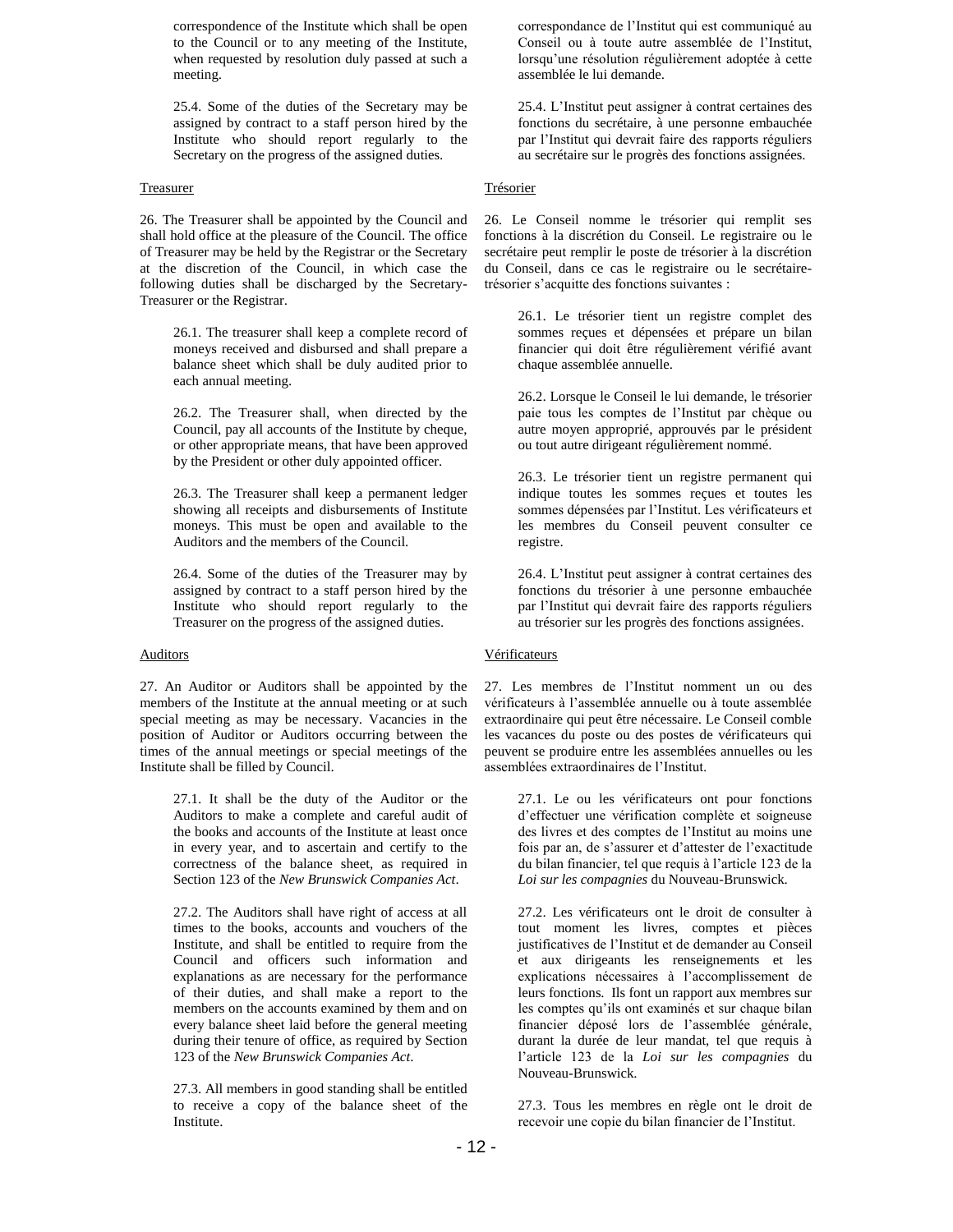correspondence of the Institute which shall be open to the Council or to any meeting of the Institute, when requested by resolution duly passed at such a meeting.

25.4. Some of the duties of the Secretary may be assigned by contract to a staff person hired by the Institute who should report regularly to the Secretary on the progress of the assigned duties.

Treasurer

26. The Treasurer shall be appointed by the Council and shall hold office at the pleasure of the Council. The office of Treasurer may be held by the Registrar or the Secretary at the discretion of the Council, in which case the following duties shall be discharged by the Secretary-Treasurer or the Registrar.

26.1. The treasurer shall keep a complete record of moneys received and disbursed and shall prepare a balance sheet which shall be duly audited prior to each annual meeting.

26.2. The Treasurer shall, when directed by the Council, pay all accounts of the Institute by cheque, or other appropriate means, that have been approved by the President or other duly appointed officer.

26.3. The Treasurer shall keep a permanent ledger showing all receipts and disbursements of Institute moneys. This must be open and available to the Auditors and the members of the Council.

26.4. Some of the duties of the Treasurer may by assigned by contract to a staff person hired by the Institute who should report regularly to the Treasurer on the progress of the assigned duties.

Auditors

27. An Auditor or Auditors shall be appointed by the members of the Institute at the annual meeting or at such special meeting as may be necessary. Vacancies in the position of Auditor or Auditors occurring between the times of the annual meetings or special meetings of the Institute shall be filled by Council.

27.1. It shall be the duty of the Auditor or the Auditors to make a complete and careful audit of the books and accounts of the Institute at least once in every year, and to ascertain and certify to the correctness of the balance sheet, as required in Section 123 of the *New Brunswick Companies Act*.

27.2. The Auditors shall have right of access at all times to the books, accounts and vouchers of the Institute, and shall be entitled to require from the Council and officers such information and explanations as are necessary for the performance of their duties, and shall make a report to the members on the accounts examined by them and on every balance sheet laid before the general meeting during their tenure of office, as required by Section 123 of the *New Brunswick Companies Act*.

27.3. All members in good standing shall be entitled to receive a copy of the balance sheet of the Institute.

correspondance de l'Institut qui est communiqué au Conseil ou à toute autre assemblée de l'Institut, lorsqu'une résolution régulièrement adoptée à cette assemblée le lui demande.

25.4. L'Institut peut assigner à contrat certaines des fonctions du secrétaire, à une personne embauchée par l'Institut qui devrait faire des rapports réguliers au secrétaire sur le progrès des fonctions assignées.

Trésorier

26. Le Conseil nomme le trésorier qui remplit ses fonctions à la discrétion du Conseil. Le registraire ou le secrétaire peut remplir le poste de trésorier à la discrétion du Conseil, dans ce cas le registraire ou le secrétaire-trésorier s'acquitte des fonctions suivantes :

26.1. Le trésorier tient un registre complet des sommes reçues et dépensées et prépare un bilan financier qui doit être régulièrement vérifié avant chaque assemblée annuelle.

26.2. Lorsque le Conseil le lui demande, le trésorier paie tous les comptes de l'Institut par chèque ou autre moyen approprié, approuvés par le président ou tout autre dirigeant régulièrement nommé.

26.3. Le trésorier tient un registre permanent qui indique toutes les sommes reçues et toutes les sommes dépensées par l'Institut. Les vérificateurs et les membres du Conseil peuvent consulter ce registre.

26.4. L'Institut peut assigner à contrat certaines des fonctions du trésorier à une personne embauchée par l'Institut qui devrait faire des rapports réguliers au trésorier sur les progrès des fonctions assignées.

Vérificateurs

27. Les membres de l'Institut nomment un ou des vérificateurs à l'assemblée annuelle ou à toute assemblée extraordinaire qui peut être nécessaire. Le Conseil comble les vacances du poste ou des postes de vérificateurs qui peuvent se produire entre les assemblées annuelles ou les assemblées extraordinaires de l'Institut.

27.1. Le ou les vérificateurs ont pour fonctions d'effectuer une vérification complète et soigneuse des livres et des comptes de l'Institut au moins une fois par an, de s'assurer et d'attester de l'exactitude du bilan financier, tel que requis à l'article 123 de la *Loi sur les compagnies* du Nouveau-Brunswick.

27.2. Les vérificateurs ont le droit de consulter à tout moment les livres, comptes et pièces justificatives de l'Institut et de demander au Conseil et aux dirigeants les renseignements et les explications nécessaires à l'accomplissement de leurs fonctions. Ils font un rapport aux membres sur les comptes qu'ils ont examinés et sur chaque bilan financier déposé lors de l'assemblée générale, durant la durée de leur mandat, tel que requis à l'article 123 de la *Loi sur les compagnies* du Nouveau-Brunswick.

27.3. Tous les membres en règle ont le droit de recevoir une copie du bilan financier de l'Institut.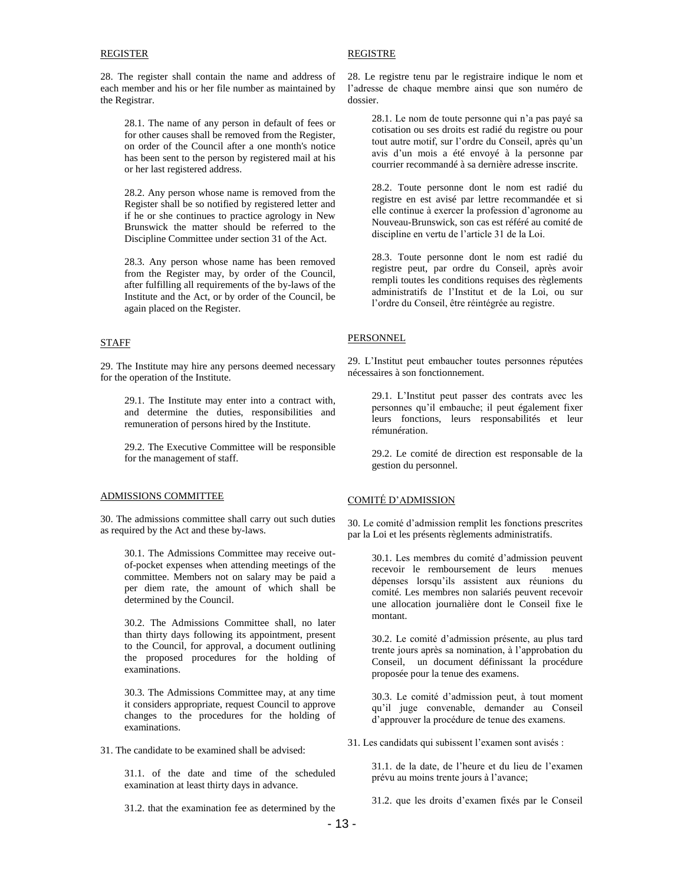REGISTER

28. The register shall contain the name and address of each member and his or her file number as maintained by the Registrar.

> 28.1. The name of any person in default of fees or for other causes shall be removed from the Register, on order of the Council after a one month's notice has been sent to the person by registered mail at his or her last registered address.
>
> 28.2. Any person whose name is removed from the Register shall be so notified by registered letter and if he or she continues to practice agrology in New Brunswick the matter should be referred to the Discipline Committee under section 31 of the Act.
>
> 28.3. Any person whose name has been removed from the Register may, by order of the Council, after fulfilling all requirements of the by-laws of the Institute and the Act, or by order of the Council, be again placed on the Register.

STAFF

29. The Institute may hire any persons deemed necessary for the operation of the Institute.

> 29.1. The Institute may enter into a contract with, and determine the duties, responsibilities and remuneration of persons hired by the Institute.
>
> 29.2. The Executive Committee will be responsible for the management of staff.

ADMISSIONS COMMITTEE

30. The admissions committee shall carry out such duties as required by the Act and these by-laws.

> 30.1. The Admissions Committee may receive out-of-pocket expenses when attending meetings of the committee. Members not on salary may be paid a per diem rate, the amount of which shall be determined by the Council.
>
> 30.2. The Admissions Committee shall, no later than thirty days following its appointment, present to the Council, for approval, a document outlining the proposed procedures for the holding of examinations.
>
> 30.3. The Admissions Committee may, at any time it considers appropriate, request Council to approve changes to the procedures for the holding of examinations.

31. The candidate to be examined shall be advised:

> 31.1. of the date and time of the scheduled examination at least thirty days in advance.
>
> 31.2. that the examination fee as determined by the

REGISTRE

28. Le registre tenu par le registraire indique le nom et l'adresse de chaque membre ainsi que son numéro de dossier.

> 28.1. Le nom de toute personne qui n'a pas payé sa cotisation ou ses droits est radié du registre ou pour tout autre motif, sur l'ordre du Conseil, après qu'un avis d'un mois a été envoyé à la personne par courrier recommandé à sa dernière adresse inscrite.
>
> 28.2. Toute personne dont le nom est radié du registre en est avisé par lettre recommandée et si elle continue à exercer la profession d'agronome au Nouveau-Brunswick, son cas est référé au comité de discipline en vertu de l'article 31 de la Loi.
>
> 28.3. Toute personne dont le nom est radié du registre peut, par ordre du Conseil, après avoir rempli toutes les conditions requises des règlements administratifs de l'Institut et de la Loi, ou sur l'ordre du Conseil, être réintégrée au registre.

PERSONNEL

29. L'Institut peut embaucher toutes personnes réputées nécessaires à son fonctionnement.

> 29.1. L'Institut peut passer des contrats avec les personnes qu'il embauche; il peut également fixer leurs fonctions, leurs responsabilités et leur rémunération.
>
> 29.2. Le comité de direction est responsable de la gestion du personnel.

COMITÉ D'ADMISSION

30. Le comité d'admission remplit les fonctions prescrites par la Loi et les présents règlements administratifs.

> 30.1. Les membres du comité d'admission peuvent recevoir le remboursement de leurs menues dépenses lorsqu'ils assistent aux réunions du comité. Les membres non salariés peuvent recevoir une allocation journalière dont le Conseil fixe le montant.
>
> 30.2. Le comité d'admission présente, au plus tard trente jours après sa nomination, à l'approbation du Conseil, un document définissant la procédure proposée pour la tenue des examens.
>
> 30.3. Le comité d'admission peut, à tout moment qu'il juge convenable, demander au Conseil d'approuver la procédure de tenue des examens.

31. Les candidats qui subissent l'examen sont avisés :

> 31.1. de la date, de l'heure et du lieu de l'examen prévu au moins trente jours à l'avance;
>
> 31.2. que les droits d'examen fixés par le Conseil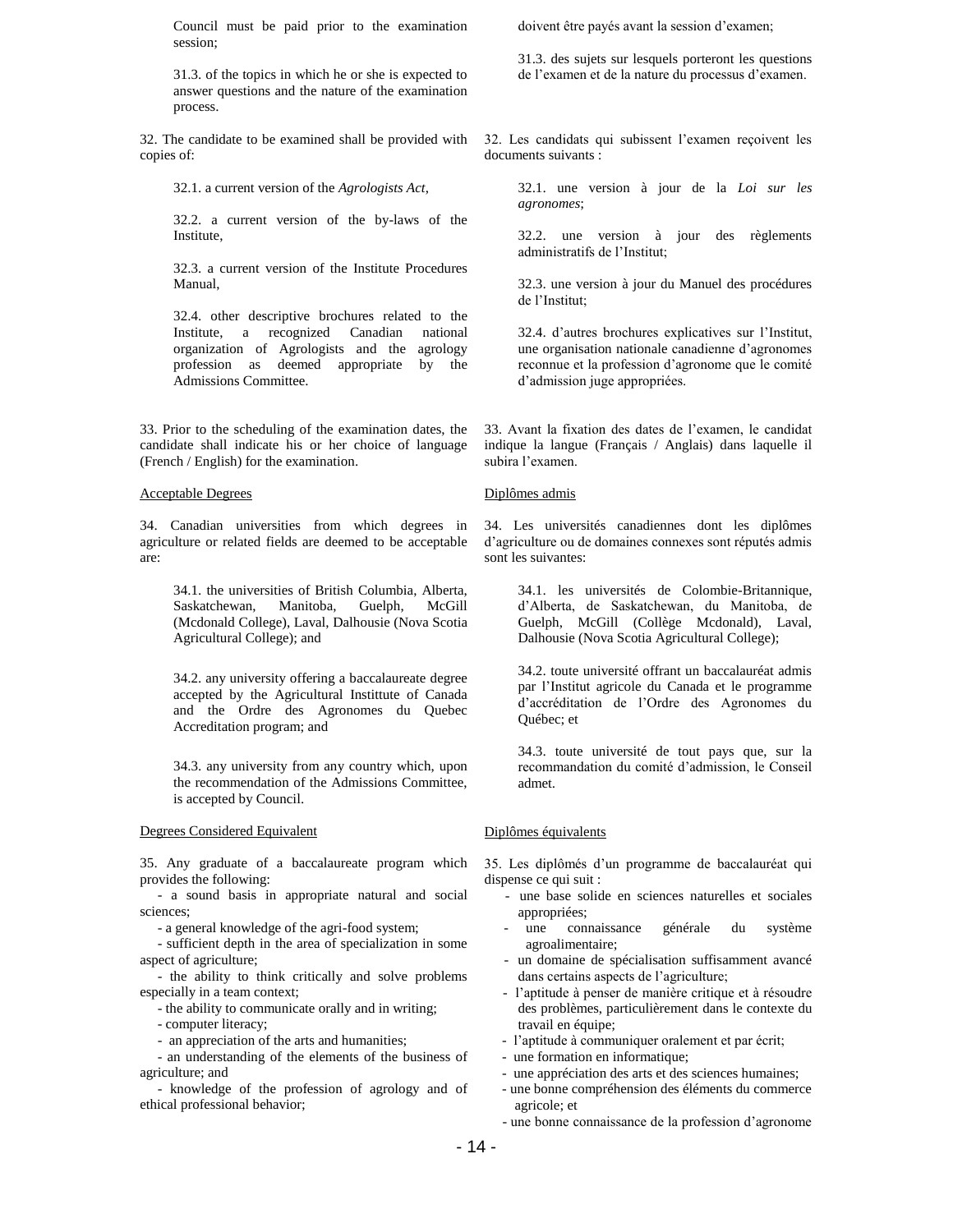Council must be paid prior to the examination session;

31.3. of the topics in which he or she is expected to answer questions and the nature of the examination process.

32. The candidate to be examined shall be provided with copies of:

32.1. a current version of the *Agrologists Act*,

32.2. a current version of the by-laws of the Institute,

32.3. a current version of the Institute Procedures Manual,

32.4. other descriptive brochures related to the Institute, a recognized Canadian national organization of Agrologists and the agrology profession as deemed appropriate by the Admissions Committee.

33. Prior to the scheduling of the examination dates, the candidate shall indicate his or her choice of language (French / English) for the examination.

Acceptable Degrees

34. Canadian universities from which degrees in agriculture or related fields are deemed to be acceptable are:

34.1. the universities of British Columbia, Alberta, Saskatchewan, Manitoba, Guelph, McGill (Mcdonald College), Laval, Dalhousie (Nova Scotia Agricultural College); and

34.2. any university offering a baccalaureate degree accepted by the Agricultural Instittute of Canada and the Ordre des Agronomes du Quebec Accreditation program; and

34.3. any university from any country which, upon the recommendation of the Admissions Committee, is accepted by Council.

Degrees Considered Equivalent

35. Any graduate of a baccalaureate program which provides the following:

- a sound basis in appropriate natural and social sciences;
- a general knowledge of the agri-food system;
- sufficient depth in the area of specialization in some aspect of agriculture;
- the ability to think critically and solve problems especially in a team context;
- the ability to communicate orally and in writing;
- computer literacy;
- an appreciation of the arts and humanities;
- an understanding of the elements of the business of agriculture; and
- knowledge of the profession of agrology and of ethical professional behavior;

doivent être payés avant la session d'examen;

31.3. des sujets sur lesquels porteront les questions de l'examen et de la nature du processus d'examen.

32. Les candidats qui subissent l'examen reçoivent les documents suivants :

32.1. une version à jour de la *Loi sur les agronomes*;

32.2. une version à jour des règlements administratifs de l'Institut;

32.3. une version à jour du Manuel des procédures de l'Institut;

32.4. d'autres brochures explicatives sur l'Institut, une organisation nationale canadienne d'agronomes reconnue et la profession d'agronome que le comité d'admission juge appropriées.

33. Avant la fixation des dates de l'examen, le candidat indique la langue (Français / Anglais) dans laquelle il subira l'examen.

Diplômes admis

34. Les universités canadiennes dont les diplômes d'agriculture ou de domaines connexes sont réputés admis sont les suivantes:

34.1. les universités de Colombie-Britannique, d'Alberta, de Saskatchewan, du Manitoba, de Guelph, McGill (Collège Mcdonald), Laval, Dalhousie (Nova Scotia Agricultural College);

34.2. toute université offrant un baccalauréat admis par l'Institut agricole du Canada et le programme d'accréditation de l'Ordre des Agronomes du Québec; et

34.3. toute université de tout pays que, sur la recommandation du comité d'admission, le Conseil admet.

Diplômes équivalents

35. Les diplômés d'un programme de baccalauréat qui dispense ce qui suit :

- une base solide en sciences naturelles et sociales appropriées;
- une connaissance générale du système agroalimentaire;
- un domaine de spécialisation suffisamment avancé dans certains aspects de l'agriculture;
- l'aptitude à penser de manière critique et à résoudre des problèmes, particulièrement dans le contexte du travail en équipe;
- l'aptitude à communiquer oralement et par écrit;
- une formation en informatique;
- une appréciation des arts et des sciences humaines;
- une bonne compréhension des éléments du commerce agricole; et
- une bonne connaissance de la profession d'agronome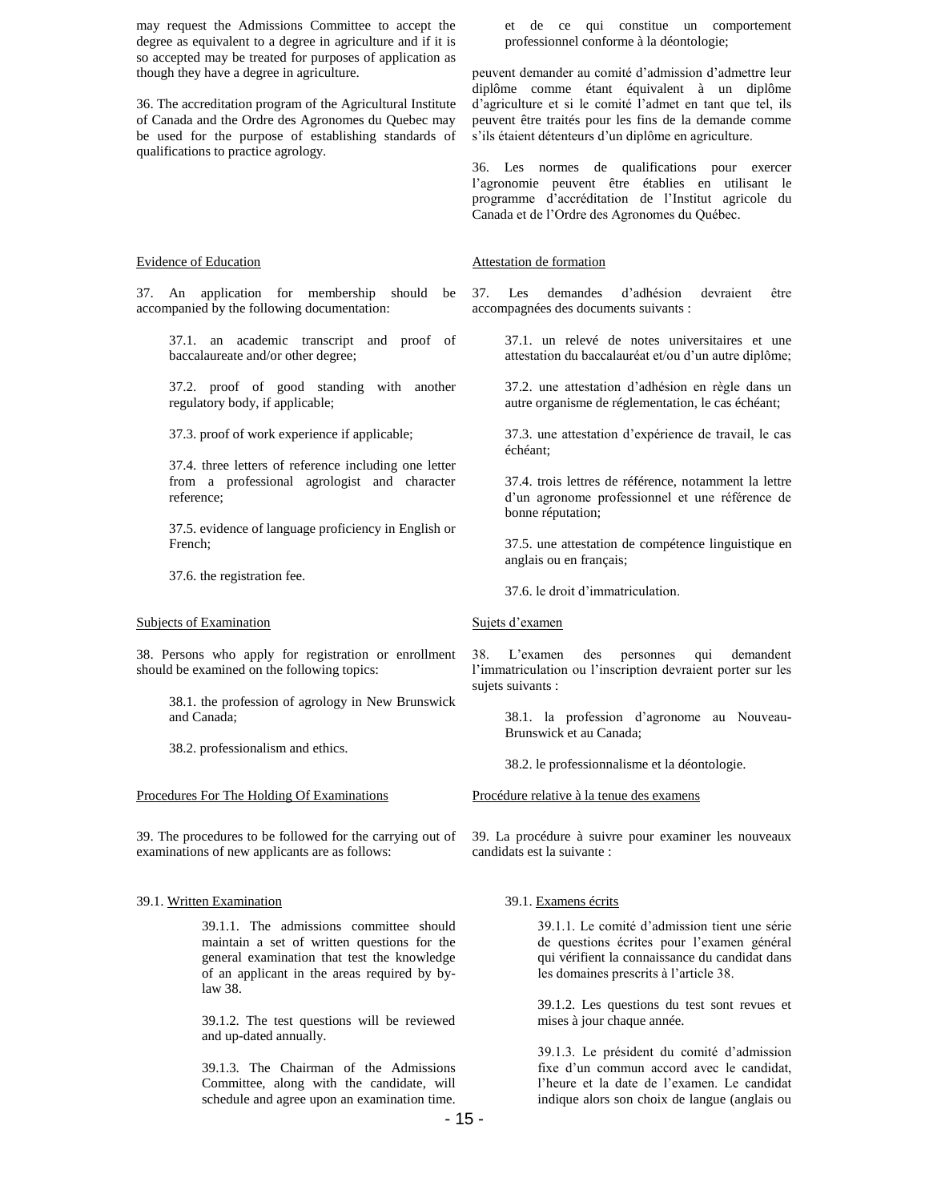may request the Admissions Committee to accept the degree as equivalent to a degree in agriculture and if it is so accepted may be treated for purposes of application as though they have a degree in agriculture.

36. The accreditation program of the Agricultural Institute of Canada and the Ordre des Agronomes du Quebec may be used for the purpose of establishing standards of qualifications to practice agrology.

Evidence of Education

37. An application for membership should be accompanied by the following documentation:

37.1. an academic transcript and proof of baccalaureate and/or other degree;

37.2. proof of good standing with another regulatory body, if applicable;

37.3. proof of work experience if applicable;

37.4. three letters of reference including one letter from a professional agrologist and character reference;

37.5. evidence of language proficiency in English or French;

37.6. the registration fee.

Subjects of Examination

38. Persons who apply for registration or enrollment should be examined on the following topics:

38.1. the profession of agrology in New Brunswick and Canada;

38.2. professionalism and ethics.

Procedures For The Holding Of Examinations

39. The procedures to be followed for the carrying out of examinations of new applicants are as follows:

39.1. Written Examination

39.1.1. The admissions committee should maintain a set of written questions for the general examination that test the knowledge of an applicant in the areas required by by-law 38.

39.1.2. The test questions will be reviewed and up-dated annually.

39.1.3. The Chairman of the Admissions Committee, along with the candidate, will schedule and agree upon an examination time.

et de ce qui constitue un comportement professionnel conforme à la déontologie;

peuvent demander au comité d'admission d'admettre leur diplôme comme étant équivalent à un diplôme d'agriculture et si le comité l'admet en tant que tel, ils peuvent être traités pour les fins de la demande comme s'ils étaient détenteurs d'un diplôme en agriculture.

36. Les normes de qualifications pour exercer l'agronomie peuvent être établies en utilisant le programme d'accréditation de l'Institut agricole du Canada et de l'Ordre des Agronomes du Québec.

Attestation de formation

37. Les demandes d'adhésion devraient être accompagnées des documents suivants :

37.1. un relevé de notes universitaires et une attestation du baccalauréat et/ou d'un autre diplôme;

37.2. une attestation d'adhésion en règle dans un autre organisme de réglementation, le cas échéant;

37.3. une attestation d'expérience de travail, le cas échéant;

37.4. trois lettres de référence, notamment la lettre d'un agronome professionnel et une référence de bonne réputation;

37.5. une attestation de compétence linguistique en anglais ou en français;

37.6. le droit d'immatriculation.

Sujets d'examen

38. L'examen des personnes qui demandent l'immatriculation ou l'inscription devraient porter sur les sujets suivants :

38.1. la profession d'agronome au Nouveau-Brunswick et au Canada;

38.2. le professionnalisme et la déontologie.

Procédure relative à la tenue des examens

39. La procédure à suivre pour examiner les nouveaux candidats est la suivante :

39.1. Examens écrits

39.1.1. Le comité d'admission tient une série de questions écrites pour l'examen général qui vérifient la connaissance du candidat dans les domaines prescrits à l'article 38.

39.1.2. Les questions du test sont revues et mises à jour chaque année.

39.1.3. Le président du comité d'admission fixe d'un commun accord avec le candidat, l'heure et la date de l'examen. Le candidat indique alors son choix de langue (anglais ou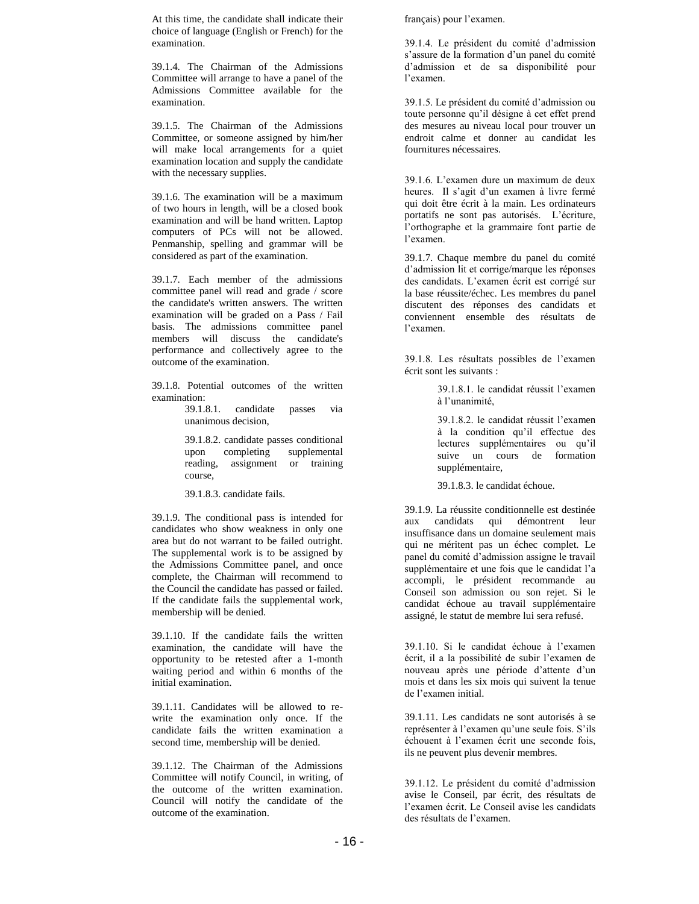At this time, the candidate shall indicate their choice of language (English or French) for the examination.

39.1.4. The Chairman of the Admissions Committee will arrange to have a panel of the Admissions Committee available for the examination.

39.1.5. The Chairman of the Admissions Committee, or someone assigned by him/her will make local arrangements for a quiet examination location and supply the candidate with the necessary supplies.

39.1.6. The examination will be a maximum of two hours in length, will be a closed book examination and will be hand written. Laptop computers of PCs will not be allowed. Penmanship, spelling and grammar will be considered as part of the examination.

39.1.7. Each member of the admissions committee panel will read and grade / score the candidate's written answers. The written examination will be graded on a Pass / Fail basis. The admissions committee panel members will discuss the candidate's performance and collectively agree to the outcome of the examination.

39.1.8. Potential outcomes of the written examination:

> 39.1.8.1. candidate passes via unanimous decision,
>
> 39.1.8.2. candidate passes conditional upon completing supplemental reading, assignment or training course,
>
> 39.1.8.3. candidate fails.

39.1.9. The conditional pass is intended for candidates who show weakness in only one area but do not warrant to be failed outright. The supplemental work is to be assigned by the Admissions Committee panel, and once complete, the Chairman will recommend to the Council the candidate has passed or failed. If the candidate fails the supplemental work, membership will be denied.

39.1.10. If the candidate fails the written examination, the candidate will have the opportunity to be retested after a 1-month waiting period and within 6 months of the initial examination.

39.1.11. Candidates will be allowed to re-write the examination only once. If the candidate fails the written examination a second time, membership will be denied.

39.1.12. The Chairman of the Admissions Committee will notify Council, in writing, of the outcome of the written examination. Council will notify the candidate of the outcome of the examination.

français) pour l'examen.

39.1.4. Le président du comité d'admission s'assure de la formation d'un panel du comité d'admission et de sa disponibilité pour l'examen.

39.1.5. Le président du comité d'admission ou toute personne qu'il désigne à cet effet prend des mesures au niveau local pour trouver un endroit calme et donner au candidat les fournitures nécessaires.

39.1.6. L'examen dure un maximum de deux heures. Il s'agit d'un examen à livre fermé qui doit être écrit à la main. Les ordinateurs portatifs ne sont pas autorisés. L'écriture, l'orthographe et la grammaire font partie de l'examen.

39.1.7. Chaque membre du panel du comité d'admission lit et corrige/marque les réponses des candidats. L'examen écrit est corrigé sur la base réussite/échec. Les membres du panel discutent des réponses des candidats et conviennent ensemble des résultats de l'examen.

39.1.8. Les résultats possibles de l'examen écrit sont les suivants :

> 39.1.8.1. le candidat réussit l'examen à l'unanimité,
>
> 39.1.8.2. le candidat réussit l'examen à la condition qu'il effectue des lectures supplémentaires ou qu'il suive un cours de formation supplémentaire,
>
> 39.1.8.3. le candidat échoue.

39.1.9. La réussite conditionnelle est destinée aux candidats qui démontrent leur insuffisance dans un domaine seulement mais qui ne méritent pas un échec complet. Le panel du comité d'admission assigne le travail supplémentaire et une fois que le candidat l'a accompli, le président recommande au Conseil son admission ou son rejet. Si le candidat échoue au travail supplémentaire assigné, le statut de membre lui sera refusé.

39.1.10. Si le candidat échoue à l'examen écrit, il a la possibilité de subir l'examen de nouveau après une période d'attente d'un mois et dans les six mois qui suivent la tenue de l'examen initial.

39.1.11. Les candidats ne sont autorisés à se représenter à l'examen qu'une seule fois. S'ils échouent à l'examen écrit une seconde fois, ils ne peuvent plus devenir membres.

39.1.12. Le président du comité d'admission avise le Conseil, par écrit, des résultats de l'examen écrit. Le Conseil avise les candidats des résultats de l'examen.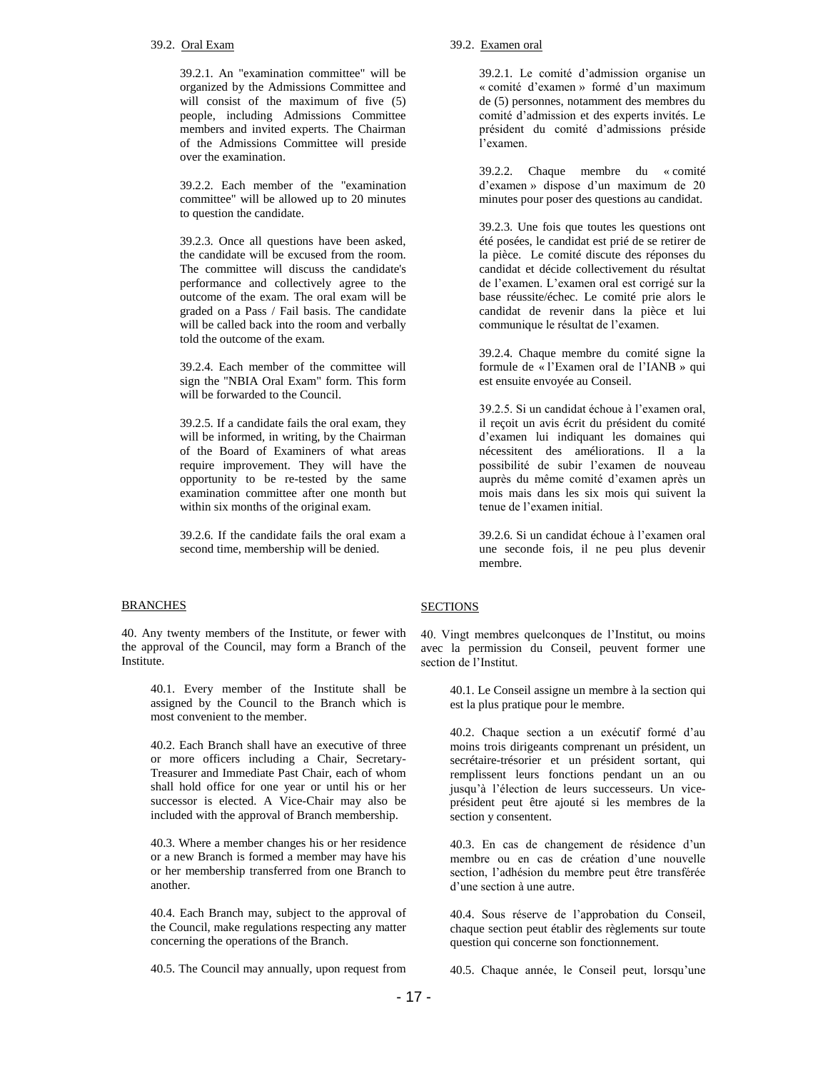39.2. Oral Exam

39.2.1. An "examination committee" will be organized by the Admissions Committee and will consist of the maximum of five (5) people, including Admissions Committee members and invited experts. The Chairman of the Admissions Committee will preside over the examination.

39.2.2. Each member of the "examination committee" will be allowed up to 20 minutes to question the candidate.

39.2.3. Once all questions have been asked, the candidate will be excused from the room. The committee will discuss the candidate's performance and collectively agree to the outcome of the exam. The oral exam will be graded on a Pass / Fail basis. The candidate will be called back into the room and verbally told the outcome of the exam.

39.2.4. Each member of the committee will sign the "NBIA Oral Exam" form. This form will be forwarded to the Council.

39.2.5. If a candidate fails the oral exam, they will be informed, in writing, by the Chairman of the Board of Examiners of what areas require improvement. They will have the opportunity to be re-tested by the same examination committee after one month but within six months of the original exam.

39.2.6. If the candidate fails the oral exam a second time, membership will be denied.

39.2. Examen oral

39.2.1. Le comité d'admission organise un « comité d'examen » formé d'un maximum de (5) personnes, notamment des membres du comité d'admission et des experts invités. Le président du comité d'admissions préside l'examen.

39.2.2. Chaque membre du « comité d'examen » dispose d'un maximum de 20 minutes pour poser des questions au candidat.

39.2.3. Une fois que toutes les questions ont été posées, le candidat est prié de se retirer de la pièce. Le comité discute des réponses du candidat et décide collectivement du résultat de l'examen. L'examen oral est corrigé sur la base réussite/échec. Le comité prie alors le candidat de revenir dans la pièce et lui communique le résultat de l'examen.

39.2.4. Chaque membre du comité signe la formule de « l'Examen oral de l'IANB » qui est ensuite envoyée au Conseil.

39.2.5. Si un candidat échoue à l'examen oral, il reçoit un avis écrit du président du comité d'examen lui indiquant les domaines qui nécessitent des améliorations. Il a la possibilité de subir l'examen de nouveau auprès du même comité d'examen après un mois mais dans les six mois qui suivent la tenue de l'examen initial.

39.2.6. Si un candidat échoue à l'examen oral une seconde fois, il ne peu plus devenir membre.

## BRANCHES

40. Any twenty members of the Institute, or fewer with the approval of the Council, may form a Branch of the Institute.

40.1. Every member of the Institute shall be assigned by the Council to the Branch which is most convenient to the member.

40.2. Each Branch shall have an executive of three or more officers including a Chair, Secretary-Treasurer and Immediate Past Chair, each of whom shall hold office for one year or until his or her successor is elected. A Vice-Chair may also be included with the approval of Branch membership.

40.3. Where a member changes his or her residence or a new Branch is formed a member may have his or her membership transferred from one Branch to another.

40.4. Each Branch may, subject to the approval of the Council, make regulations respecting any matter concerning the operations of the Branch.

40.5. The Council may annually, upon request from

## SECTIONS

40. Vingt membres quelconques de l'Institut, ou moins avec la permission du Conseil, peuvent former une section de l'Institut.

40.1. Le Conseil assigne un membre à la section qui est la plus pratique pour le membre.

40.2. Chaque section a un exécutif formé d'au moins trois dirigeants comprenant un président, un secrétaire-trésorier et un président sortant, qui remplissent leurs fonctions pendant un an ou jusqu'à l'élection de leurs successeurs. Un vice-président peut être ajouté si les membres de la section y consentent.

40.3. En cas de changement de résidence d'un membre ou en cas de création d'une nouvelle section, l'adhésion du membre peut être transférée d'une section à une autre.

40.4. Sous réserve de l'approbation du Conseil, chaque section peut établir des règlements sur toute question qui concerne son fonctionnement.

40.5. Chaque année, le Conseil peut, lorsqu'une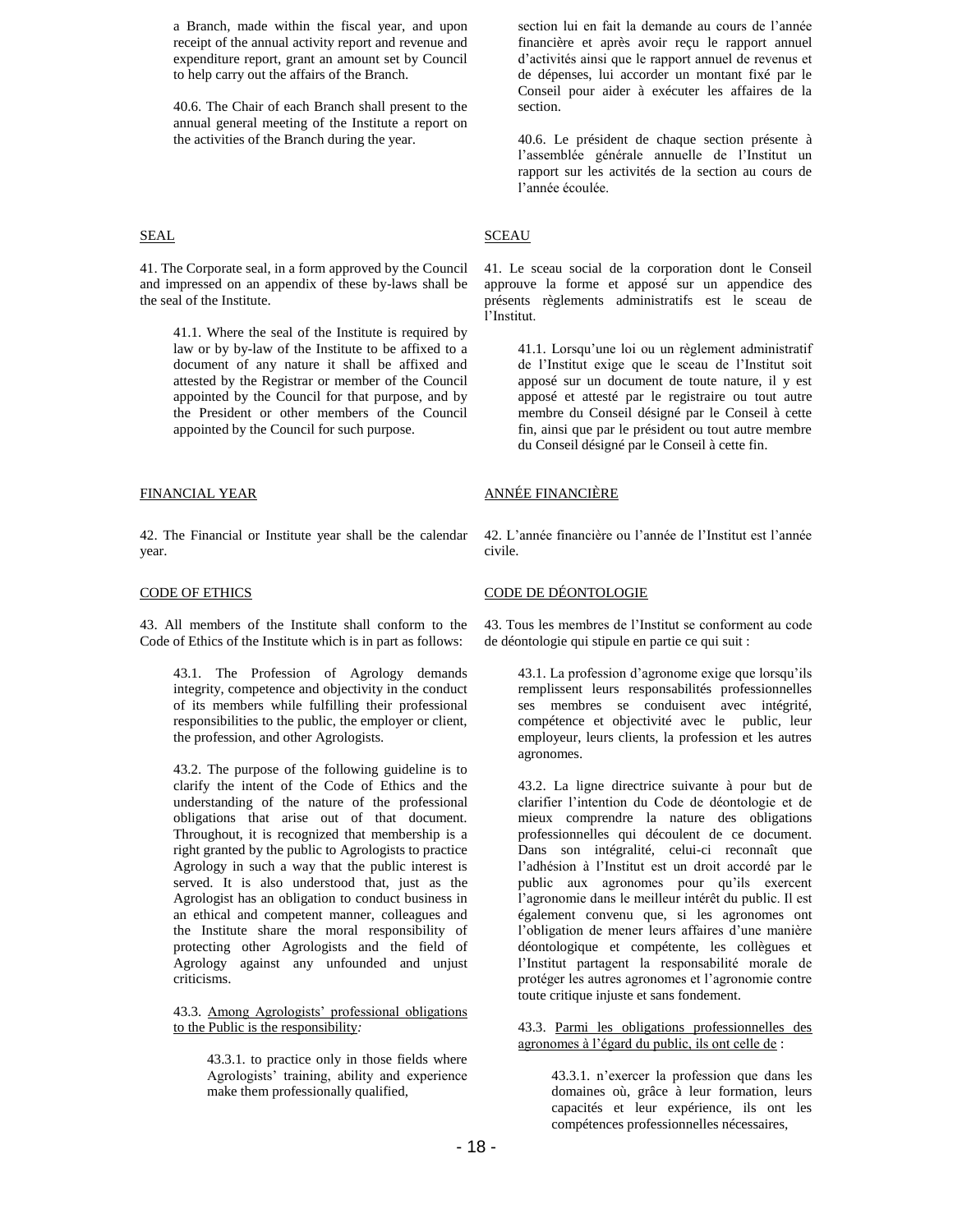a Branch, made within the fiscal year, and upon receipt of the annual activity report and revenue and expenditure report, grant an amount set by Council to help carry out the affairs of the Branch.

40.6. The Chair of each Branch shall present to the annual general meeting of the Institute a report on the activities of the Branch during the year.

section lui en fait la demande au cours de l'année financière et après avoir reçu le rapport annuel d'activités ainsi que le rapport annuel de revenus et de dépenses, lui accorder un montant fixé par le Conseil pour aider à exécuter les affaires de la section.

40.6. Le président de chaque section présente à l'assemblée générale annuelle de l'Institut un rapport sur les activités de la section au cours de l'année écoulée.

SEAL

41. The Corporate seal, in a form approved by the Council and impressed on an appendix of these by-laws shall be the seal of the Institute.

41.1. Where the seal of the Institute is required by law or by by-law of the Institute to be affixed to a document of any nature it shall be affixed and attested by the Registrar or member of the Council appointed by the Council for that purpose, and by the President or other members of the Council appointed by the Council for such purpose.

SCEAU

41. Le sceau social de la corporation dont le Conseil approuve la forme et apposé sur un appendice des présents règlements administratifs est le sceau de l'Institut.

41.1. Lorsqu'une loi ou un règlement administratif de l'Institut exige que le sceau de l'Institut soit apposé sur un document de toute nature, il y est apposé et attesté par le registraire ou tout autre membre du Conseil désigné par le Conseil à cette fin, ainsi que par le président ou tout autre membre du Conseil désigné par le Conseil à cette fin.

FINANCIAL YEAR

42. The Financial or Institute year shall be the calendar year.

ANNÉE FINANCIÈRE

42. L'année financière ou l'année de l'Institut est l'année civile.

CODE OF ETHICS

43. All members of the Institute shall conform to the Code of Ethics of the Institute which is in part as follows:

43.1. The Profession of Agrology demands integrity, competence and objectivity in the conduct of its members while fulfilling their professional responsibilities to the public, the employer or client, the profession, and other Agrologists.

43.2. The purpose of the following guideline is to clarify the intent of the Code of Ethics and the understanding of the nature of the professional obligations that arise out of that document. Throughout, it is recognized that membership is a right granted by the public to Agrologists to practice Agrology in such a way that the public interest is served. It is also understood that, just as the Agrologist has an obligation to conduct business in an ethical and competent manner, colleagues and the Institute share the moral responsibility of protecting other Agrologists and the field of Agrology against any unfounded and unjust criticisms.

43.3. Among Agrologists' professional obligations to the Public is the responsibility:

43.3.1. to practice only in those fields where Agrologists' training, ability and experience make them professionally qualified,

CODE DE DÉONTOLOGIE

43. Tous les membres de l'Institut se conforment au code de déontologie qui stipule en partie ce qui suit :

43.1. La profession d'agronome exige que lorsqu'ils remplissent leurs responsabilités professionnelles ses membres se conduisent avec intégrité, compétence et objectivité avec le public, leur employeur, leurs clients, la profession et les autres agronomes.

43.2. La ligne directrice suivante à pour but de clarifier l'intention du Code de déontologie et de mieux comprendre la nature des obligations professionnelles qui découlent de ce document. Dans son intégralité, celui-ci reconnaît que l'adhésion à l'Institut est un droit accordé par le public aux agronomes pour qu'ils exercent l'agronomie dans le meilleur intérêt du public. Il est également convenu que, si les agronomes ont l'obligation de mener leurs affaires d'une manière déontologique et compétente, les collègues et l'Institut partagent la responsabilité morale de protéger les autres agronomes et l'agronomie contre toute critique injuste et sans fondement.

43.3. Parmi les obligations professionnelles des agronomes à l'égard du public, ils ont celle de :

43.3.1. n'exercer la profession que dans les domaines où, grâce à leur formation, leurs capacités et leur expérience, ils ont les compétences professionnelles nécessaires,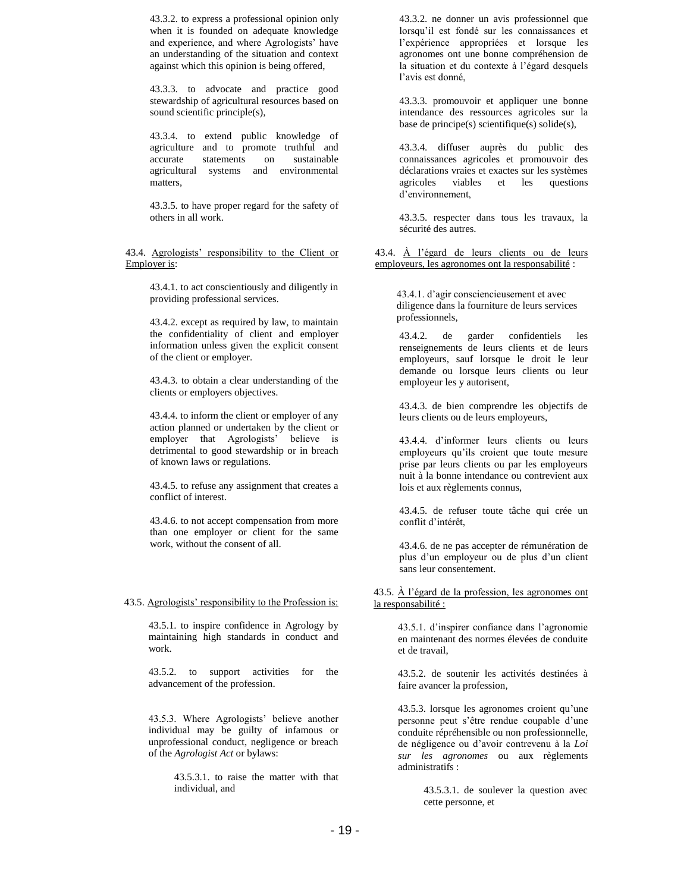43.3.2. to express a professional opinion only when it is founded on adequate knowledge and experience, and where Agrologists' have an understanding of the situation and context against which this opinion is being offered,

43.3.3. to advocate and practice good stewardship of agricultural resources based on sound scientific principle(s),

43.3.4. to extend public knowledge of agriculture and to promote truthful and accurate statements on sustainable agricultural systems and environmental matters,

43.3.5. to have proper regard for the safety of others in all work.

43.4. <u>Agrologists' responsibility to the Client or Employer is</u>:

43.4.1. to act conscientiously and diligently in providing professional services.

43.4.2. except as required by law, to maintain the confidentiality of client and employer information unless given the explicit consent of the client or employer.

43.4.3. to obtain a clear understanding of the clients or employers objectives.

43.4.4. to inform the client or employer of any action planned or undertaken by the client or employer that Agrologists' believe is detrimental to good stewardship or in breach of known laws or regulations.

43.4.5. to refuse any assignment that creates a conflict of interest.

43.4.6. to not accept compensation from more than one employer or client for the same work, without the consent of all.

43.5. <u>Agrologists' responsibility to the Profession is:</u>

43.5.1. to inspire confidence in Agrology by maintaining high standards in conduct and work.

43.5.2. to support activities for the advancement of the profession.

43.5.3. Where Agrologists' believe another individual may be guilty of infamous or unprofessional conduct, negligence or breach of the *Agrologist Act* or bylaws:

43.5.3.1. to raise the matter with that individual, and

43.3.2. ne donner un avis professionnel que lorsqu'il est fondé sur les connaissances et l'expérience appropriées et lorsque les agronomes ont une bonne compréhension de la situation et du contexte à l'égard desquels l'avis est donné,

43.3.3. promouvoir et appliquer une bonne intendance des ressources agricoles sur la base de principe(s) scientifique(s) solide(s),

43.3.4. diffuser auprès du public des connaissances agricoles et promouvoir des déclarations vraies et exactes sur les systèmes agricoles viables et les questions d'environnement,

43.3.5. respecter dans tous les travaux, la sécurité des autres.

43.4. <u>À l'égard de leurs clients ou de leurs employeurs, les agronomes ont la responsabilité</u> :

43.4.1. d'agir consciencieusement et avec diligence dans la fourniture de leurs services professionnels,

43.4.2. de garder confidentiels les renseignements de leurs clients et de leurs employeurs, sauf lorsque le droit le leur demande ou lorsque leurs clients ou leur employeur les y autorisent,

43.4.3. de bien comprendre les objectifs de leurs clients ou de leurs employeurs,

43.4.4. d'informer leurs clients ou leurs employeurs qu'ils croient que toute mesure prise par leurs clients ou par les employeurs nuit à la bonne intendance ou contrevient aux lois et aux règlements connus,

43.4.5. de refuser toute tâche qui crée un conflit d'intérêt,

43.4.6. de ne pas accepter de rémunération de plus d'un employeur ou de plus d'un client sans leur consentement.

43.5. <u>À l'égard de la profession, les agronomes ont la responsabilité :</u>

43.5.1. d'inspirer confiance dans l'agronomie en maintenant des normes élevées de conduite et de travail,

43.5.2. de soutenir les activités destinées à faire avancer la profession,

43.5.3. lorsque les agronomes croient qu'une personne peut s'être rendue coupable d'une conduite répréhensible ou non professionnelle, de négligence ou d'avoir contrevenu à la *Loi sur les agronomes* ou aux règlements administratifs :

43.5.3.1. de soulever la question avec cette personne, et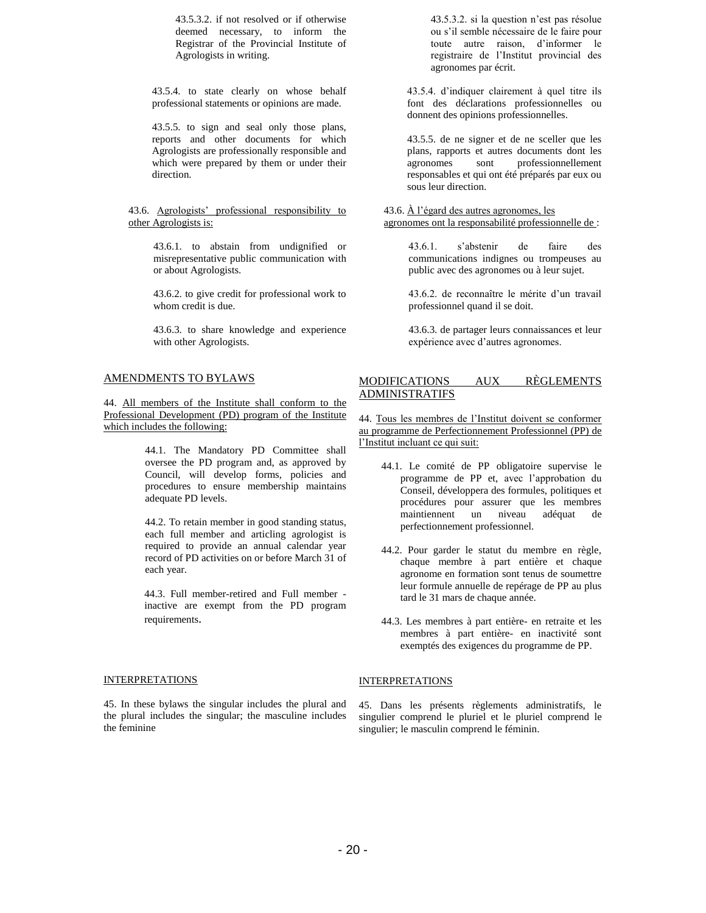43.5.3.2. if not resolved or if otherwise deemed necessary, to inform the Registrar of the Provincial Institute of Agrologists in writing.

43.5.4. to state clearly on whose behalf professional statements or opinions are made.

43.5.5. to sign and seal only those plans, reports and other documents for which Agrologists are professionally responsible and which were prepared by them or under their direction.

43.6. Agrologists' professional responsibility to other Agrologists is:

43.6.1. to abstain from undignified or misrepresentative public communication with or about Agrologists.

43.6.2. to give credit for professional work to whom credit is due.

43.6.3. to share knowledge and experience with other Agrologists.

## AMENDMENTS TO BYLAWS

44. All members of the Institute shall conform to the Professional Development (PD) program of the Institute which includes the following:

44.1. The Mandatory PD Committee shall oversee the PD program and, as approved by Council, will develop forms, policies and procedures to ensure membership maintains adequate PD levels.

44.2. To retain member in good standing status, each full member and articling agrologist is required to provide an annual calendar year record of PD activities on or before March 31 of each year.

44.3. Full member-retired and Full member - inactive are exempt from the PD program requirements.

## INTERPRETATIONS

45. In these bylaws the singular includes the plural and the plural includes the singular; the masculine includes the feminine

43.5.3.2. si la question n'est pas résolue ou s'il semble nécessaire de le faire pour toute autre raison, d'informer le registraire de l'Institut provincial des agronomes par écrit.

43.5.4. d'indiquer clairement à quel titre ils font des déclarations professionnelles ou donnent des opinions professionnelles.

43.5.5. de ne signer et de ne sceller que les plans, rapports et autres documents dont les agronomes sont professionnellement responsables et qui ont été préparés par eux ou sous leur direction.

43.6. À l'égard des autres agronomes, les agronomes ont la responsabilité professionnelle de :

43.6.1. s'abstenir de faire des communications indignes ou trompeuses au public avec des agronomes ou à leur sujet.

43.6.2. de reconnaître le mérite d'un travail professionnel quand il se doit.

43.6.3. de partager leurs connaissances et leur expérience avec d'autres agronomes.

## MODIFICATIONS AUX RÈGLEMENTS ADMINISTRATIFS

44. Tous les membres de l'Institut doivent se conformer au programme de Perfectionnement Professionnel (PP) de l'Institut incluant ce qui suit:

44.1. Le comité de PP obligatoire supervise le programme de PP et, avec l'approbation du Conseil, développera des formules, politiques et procédures pour assurer que les membres maintiennent un niveau adéquat de perfectionnement professionnel.

44.2. Pour garder le statut du membre en règle, chaque membre à part entière et chaque agronome en formation sont tenus de soumettre leur formule annuelle de repérage de PP au plus tard le 31 mars de chaque année.

44.3. Les membres à part entière- en retraite et les membres à part entière- en inactivité sont exemptés des exigences du programme de PP.

## INTERPRETATIONS

45. Dans les présents règlements administratifs, le singulier comprend le pluriel et le pluriel comprend le singulier; le masculin comprend le féminin.